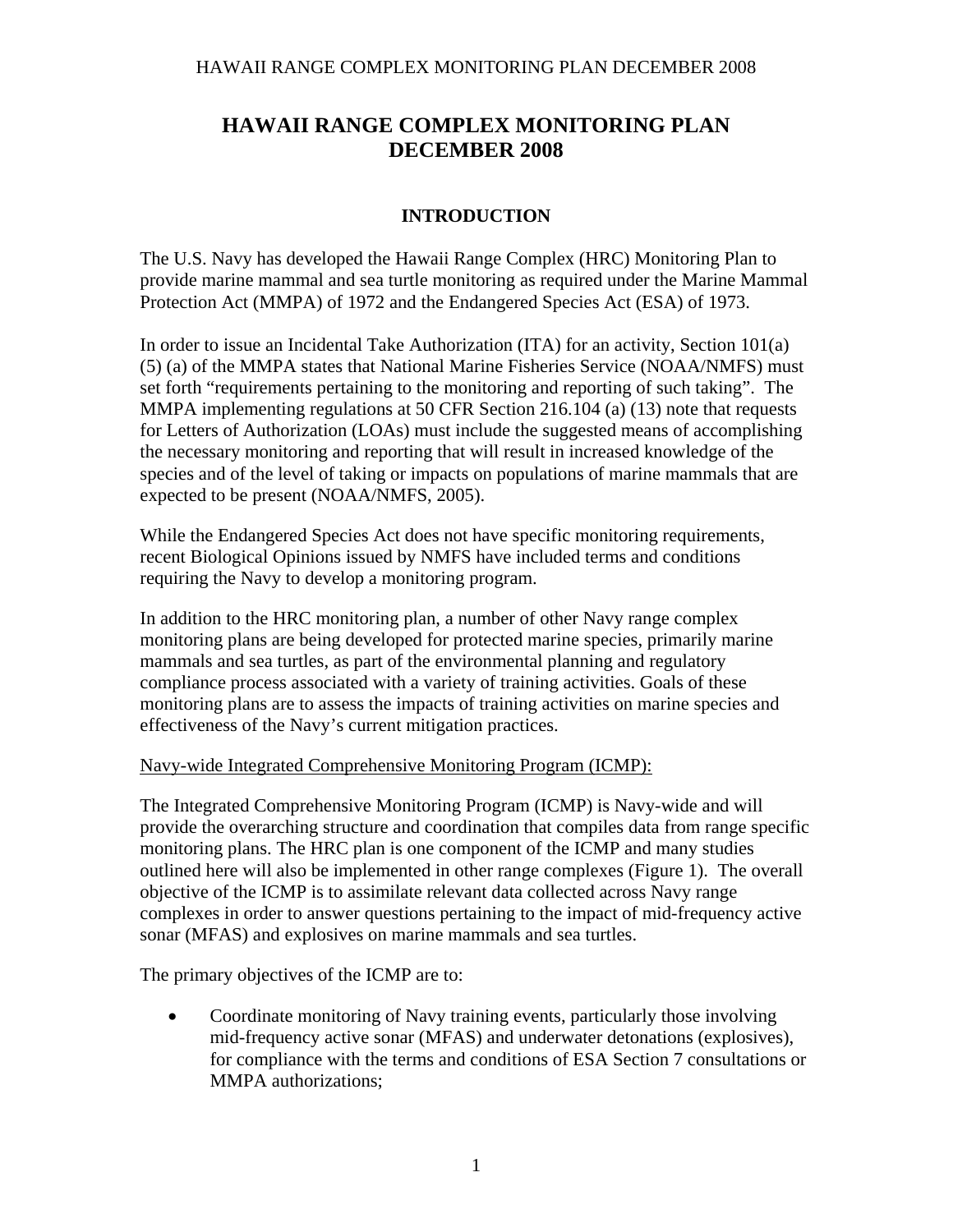# HAWAII RANGE COMPLEX MONITORING PLAN DECEMBER 2008

## INTRODUCTION

The U.S. Navy has developed the Hawaii Range Complex (HRC) Monitoring Plan to provide marine mammal and sea turtle monitoring as required under the Marine Mammal Protection Act (MMPA) of 1972 and the Endangered Species Act (ESA) of 1973.

In order to issue an Incidental Take Authorization (ITA) for an activity, Section 101(a) (5) (a) of the MMPA states that National Marine Fisheries Service (NOAA/NMFS) must set forth "requirements pertaining to the monitoring and reporting of such taking". The MMPA implementing regulations at 50 CFR Section 216.104 (a) (13) note that requests for Letters of Authorization (LOAs) must include the suggested means of accomplishing the necessary monitoring and reporting that will result in increased knowledge of the species and of the level of taking or impacts on populations of marine mammals that are expected to be present (NOAA/NMFS, 2005).

While the Endangered Species Act does not have specific monitoring requirements, recent Biological Opinions issued by NMFS have included terms and conditions requiring the Navy to develop a monitoring program.

In addition to the HRC monitoring plan, a number of other Navy range complex monitoring plans are being developed for protected marine species, primarily marine mammals and sea turtles, as part of the environmental planning and regulatory compliance process associated with a variety of training activities. Goals of these monitoring plans are to assess the impacts of training activities on marine species and effectiveness of the Navy's current mitigation practices.

Navy-wide Integrated Comprehensive Monitoring Program (ICMP):

The Integrated Comprehensive Monitoring Program (ICMP) is Navy-wide and will provide the overarching structure and coordination that compiles data from range specific monitoring plans. The HRC plan is one component of the ICMP and many studies outlined here will also be implemented in other range complexes (Figure 1). The overall objective of the ICMP is to assimilate relevant data collected across Navy range complexes in order to answer questions pertaining to the impact of mid-frequency active sonar (MFAS) and explosives on marine mammals and sea turtles.

The primary objectives of the ICMP are to:

- Coordinate monitoring of Navy training events, particularly those involving mid-frequency active sonar (MFAS) and underwater detonations (explosives), for compliance with the terms and conditions of ESA Section 7 consultations or MMPA authorizations;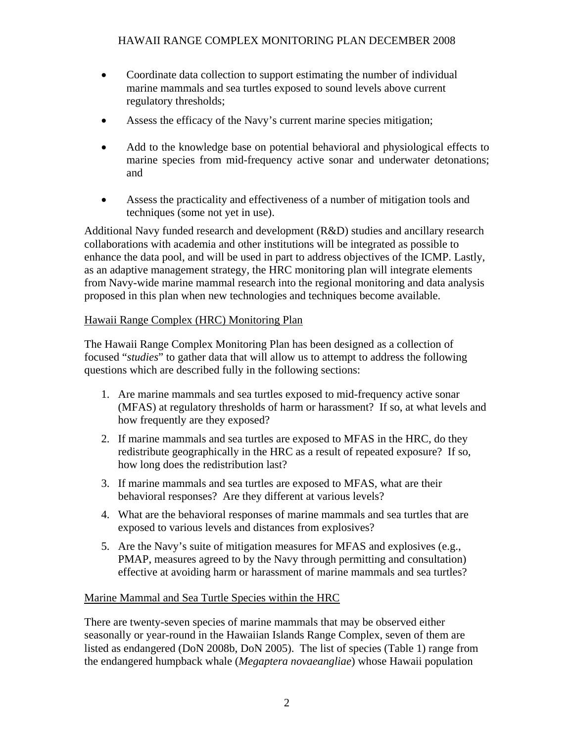- Coordinate data collection to support estimating the number of individual marine mammals and sea turtles exposed to sound levels above current regulatory thresholds;
- Assess the efficacy of the Navy's current marine species mitigation;
- Add to the knowledge base on potential behavioral and physiological effects to marine species from mid-frequency active sonar and underwater detonations; and
- Assess the practicality and effectiveness of a number of mitigation tools and techniques (some not yet in use).

Additional Navy funded research and development (R&D) studies and ancillary research collaborations with academia and other institutions will be integrated as possible to enhance the data pool, and will be used in part to address objectives of the ICMP. Lastly, as an adaptive management strategy, the HRC monitoring plan will integrate elements from Navy-wide marine mammal research into the regional monitoring and data analysis proposed in this plan when new technologies and techniques become available.

## Hawaii Range Complex (HRC) Monitoring Plan

The Hawaii Range Complex Monitoring Plan has been designed as a collection of focused "*studies*" to gather data that will allow us to attempt to address the following questions which are described fully in the following sections:

1. Are marine mammals and sea turtles exposed to mid-frequency active sonar (MFAS) at regulatory thresholds of harm or harassment? If so, at what levels and how frequently are they exposed?
2. If marine mammals and sea turtles are exposed to MFAS in the HRC, do they redistribute geographically in the HRC as a result of repeated exposure? If so, how long does the redistribution last?
3. If marine mammals and sea turtles are exposed to MFAS, what are their behavioral responses? Are they different at various levels?
4. What are the behavioral responses of marine mammals and sea turtles that are exposed to various levels and distances from explosives?
5. Are the Navy's suite of mitigation measures for MFAS and explosives (e.g., PMAP, measures agreed to by the Navy through permitting and consultation) effective at avoiding harm or harassment of marine mammals and sea turtles?

## Marine Mammal and Sea Turtle Species within the HRC

There are twenty-seven species of marine mammals that may be observed either seasonally or year-round in the Hawaiian Islands Range Complex, seven of them are listed as endangered (DoN 2008b, DoN 2005). The list of species (Table 1) range from the endangered humpback whale (*Megaptera novaeangliae*) whose Hawaii population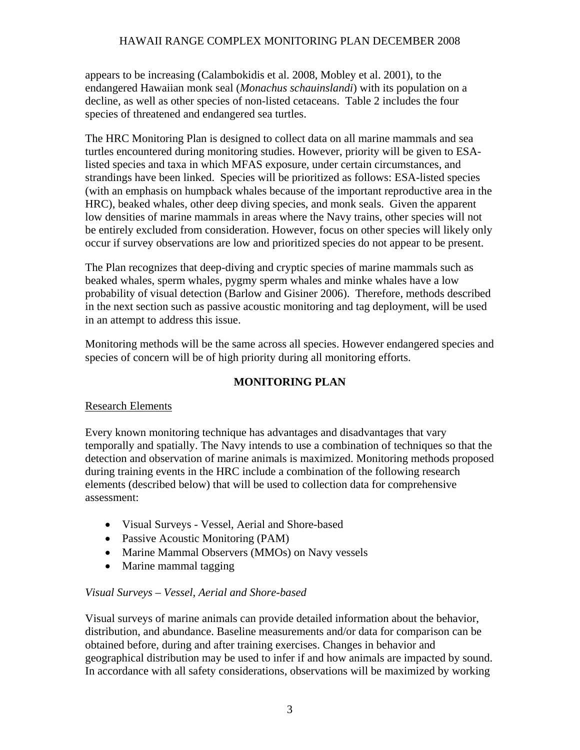appears to be increasing (Calambokidis et al. 2008, Mobley et al. 2001), to the endangered Hawaiian monk seal (*Monachus schauinslandi*) with its population on a decline, as well as other species of non-listed cetaceans. Table 2 includes the four species of threatened and endangered sea turtles.

The HRC Monitoring Plan is designed to collect data on all marine mammals and sea turtles encountered during monitoring studies. However, priority will be given to ESA-listed species and taxa in which MFAS exposure, under certain circumstances, and strandings have been linked. Species will be prioritized as follows: ESA-listed species (with an emphasis on humpback whales because of the important reproductive area in the HRC), beaked whales, other deep diving species, and monk seals. Given the apparent low densities of marine mammals in areas where the Navy trains, other species will not be entirely excluded from consideration. However, focus on other species will likely only occur if survey observations are low and prioritized species do not appear to be present.

The Plan recognizes that deep-diving and cryptic species of marine mammals such as beaked whales, sperm whales, pygmy sperm whales and minke whales have a low probability of visual detection (Barlow and Gisiner 2006). Therefore, methods described in the next section such as passive acoustic monitoring and tag deployment, will be used in an attempt to address this issue.

Monitoring methods will be the same across all species. However endangered species and species of concern will be of high priority during all monitoring efforts.

## MONITORING PLAN

### Research Elements

Every known monitoring technique has advantages and disadvantages that vary temporally and spatially. The Navy intends to use a combination of techniques so that the detection and observation of marine animals is maximized. Monitoring methods proposed during training events in the HRC include a combination of the following research elements (described below) that will be used to collection data for comprehensive assessment:

- Visual Surveys - Vessel, Aerial and Shore-based
- Passive Acoustic Monitoring (PAM)
- Marine Mammal Observers (MMOs) on Navy vessels
- Marine mammal tagging

*Visual Surveys – Vessel, Aerial and Shore-based*

Visual surveys of marine animals can provide detailed information about the behavior, distribution, and abundance. Baseline measurements and/or data for comparison can be obtained before, during and after training exercises. Changes in behavior and geographical distribution may be used to infer if and how animals are impacted by sound. In accordance with all safety considerations, observations will be maximized by working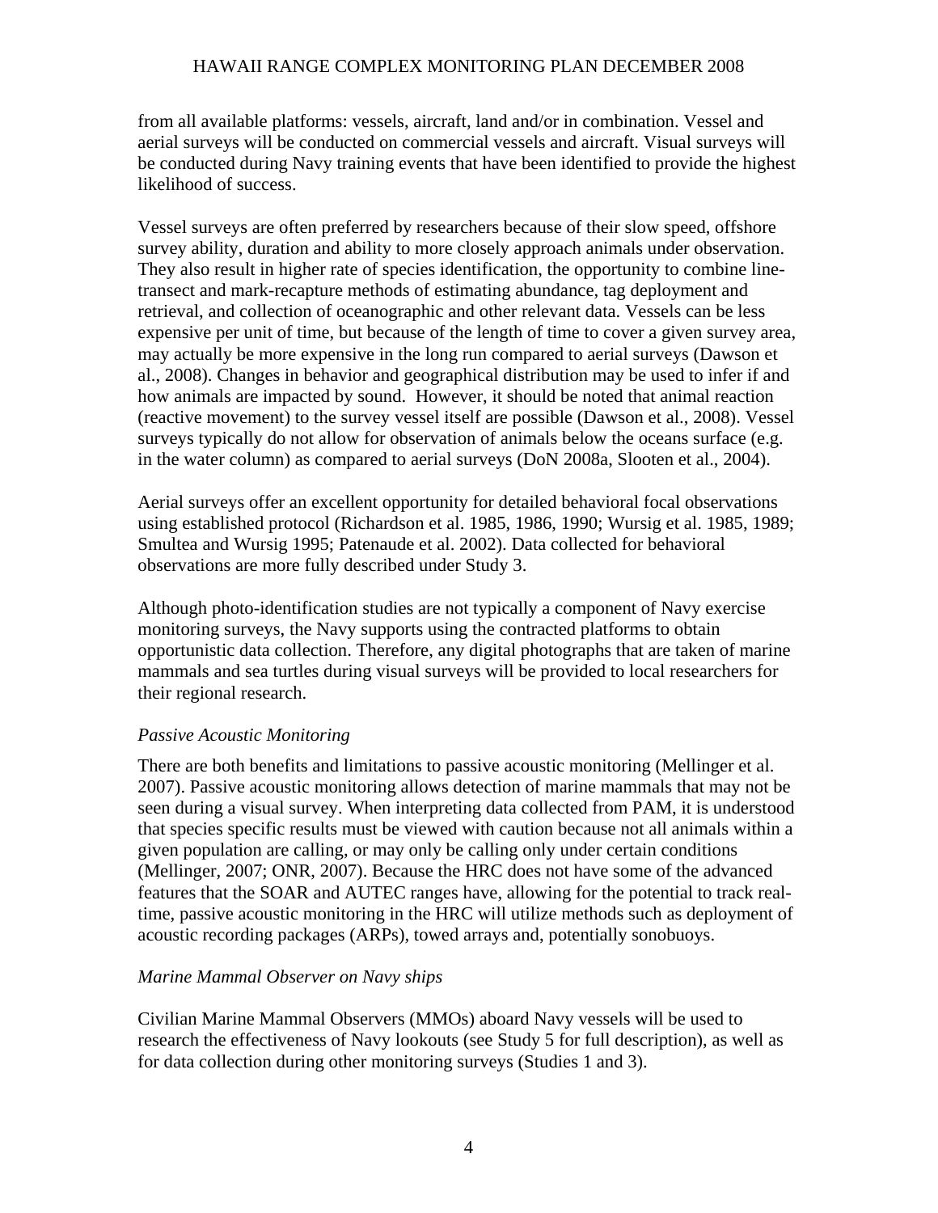from all available platforms: vessels, aircraft, land and/or in combination. Vessel and aerial surveys will be conducted on commercial vessels and aircraft. Visual surveys will be conducted during Navy training events that have been identified to provide the highest likelihood of success.

Vessel surveys are often preferred by researchers because of their slow speed, offshore survey ability, duration and ability to more closely approach animals under observation. They also result in higher rate of species identification, the opportunity to combine line-transect and mark-recapture methods of estimating abundance, tag deployment and retrieval, and collection of oceanographic and other relevant data. Vessels can be less expensive per unit of time, but because of the length of time to cover a given survey area, may actually be more expensive in the long run compared to aerial surveys (Dawson et al., 2008). Changes in behavior and geographical distribution may be used to infer if and how animals are impacted by sound. However, it should be noted that animal reaction (reactive movement) to the survey vessel itself are possible (Dawson et al., 2008). Vessel surveys typically do not allow for observation of animals below the oceans surface (e.g. in the water column) as compared to aerial surveys (DoN 2008a, Slooten et al., 2004).

Aerial surveys offer an excellent opportunity for detailed behavioral focal observations using established protocol (Richardson et al. 1985, 1986, 1990; Wursig et al. 1985, 1989; Smultea and Wursig 1995; Patenaude et al. 2002). Data collected for behavioral observations are more fully described under Study 3.

Although photo-identification studies are not typically a component of Navy exercise monitoring surveys, the Navy supports using the contracted platforms to obtain opportunistic data collection. Therefore, any digital photographs that are taken of marine mammals and sea turtles during visual surveys will be provided to local researchers for their regional research.

*Passive Acoustic Monitoring*

There are both benefits and limitations to passive acoustic monitoring (Mellinger et al. 2007). Passive acoustic monitoring allows detection of marine mammals that may not be seen during a visual survey. When interpreting data collected from PAM, it is understood that species specific results must be viewed with caution because not all animals within a given population are calling, or may only be calling only under certain conditions (Mellinger, 2007; ONR, 2007). Because the HRC does not have some of the advanced features that the SOAR and AUTEC ranges have, allowing for the potential to track real-time, passive acoustic monitoring in the HRC will utilize methods such as deployment of acoustic recording packages (ARPs), towed arrays and, potentially sonobuoys.

*Marine Mammal Observer on Navy ships*

Civilian Marine Mammal Observers (MMOs) aboard Navy vessels will be used to research the effectiveness of Navy lookouts (see Study 5 for full description), as well as for data collection during other monitoring surveys (Studies 1 and 3).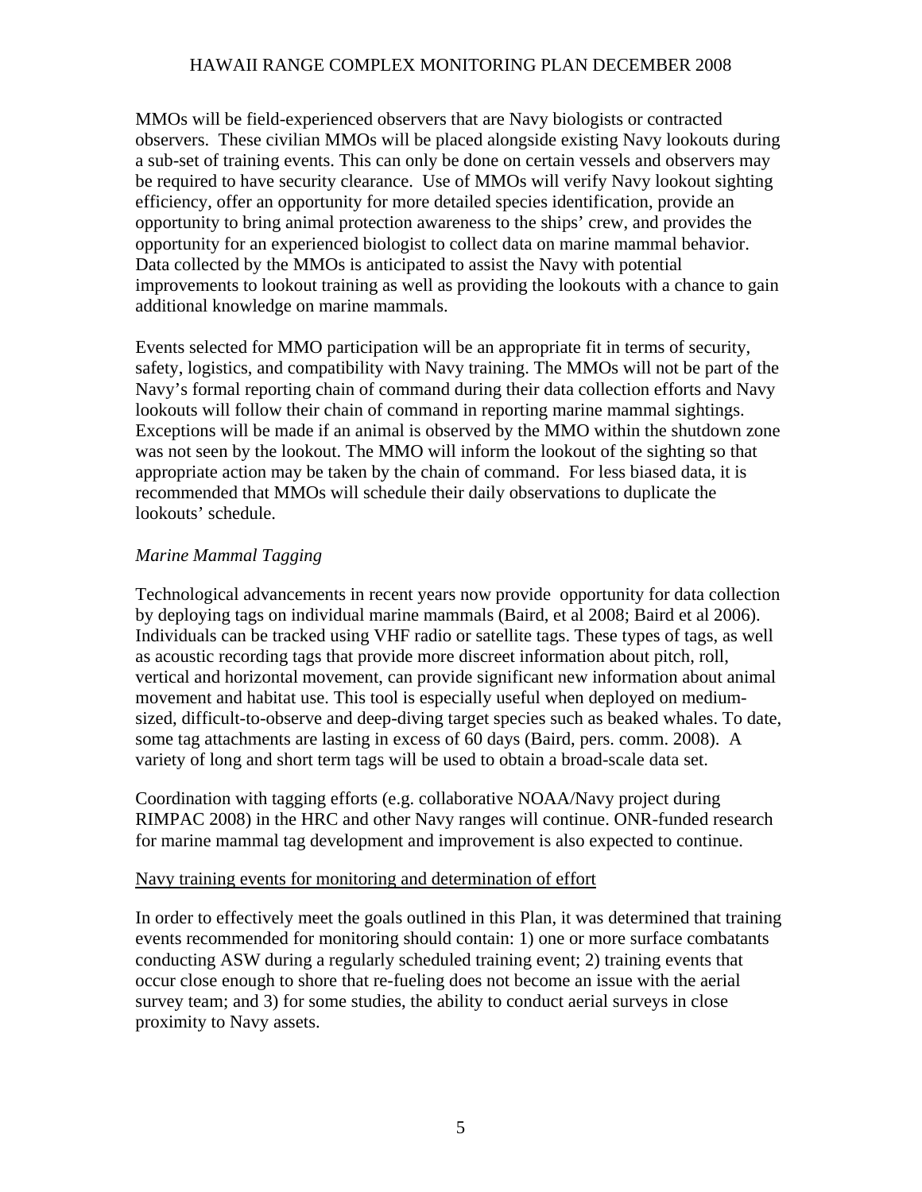MMOs will be field-experienced observers that are Navy biologists or contracted observers. These civilian MMOs will be placed alongside existing Navy lookouts during a sub-set of training events. This can only be done on certain vessels and observers may be required to have security clearance. Use of MMOs will verify Navy lookout sighting efficiency, offer an opportunity for more detailed species identification, provide an opportunity to bring animal protection awareness to the ships' crew, and provides the opportunity for an experienced biologist to collect data on marine mammal behavior. Data collected by the MMOs is anticipated to assist the Navy with potential improvements to lookout training as well as providing the lookouts with a chance to gain additional knowledge on marine mammals.

Events selected for MMO participation will be an appropriate fit in terms of security, safety, logistics, and compatibility with Navy training. The MMOs will not be part of the Navy's formal reporting chain of command during their data collection efforts and Navy lookouts will follow their chain of command in reporting marine mammal sightings. Exceptions will be made if an animal is observed by the MMO within the shutdown zone was not seen by the lookout. The MMO will inform the lookout of the sighting so that appropriate action may be taken by the chain of command. For less biased data, it is recommended that MMOs will schedule their daily observations to duplicate the lookouts' schedule.

*Marine Mammal Tagging*

Technological advancements in recent years now provide opportunity for data collection by deploying tags on individual marine mammals (Baird, et al 2008; Baird et al 2006). Individuals can be tracked using VHF radio or satellite tags. These types of tags, as well as acoustic recording tags that provide more discreet information about pitch, roll, vertical and horizontal movement, can provide significant new information about animal movement and habitat use. This tool is especially useful when deployed on medium-sized, difficult-to-observe and deep-diving target species such as beaked whales. To date, some tag attachments are lasting in excess of 60 days (Baird, pers. comm. 2008). A variety of long and short term tags will be used to obtain a broad-scale data set.

Coordination with tagging efforts (e.g. collaborative NOAA/Navy project during RIMPAC 2008) in the HRC and other Navy ranges will continue. ONR-funded research for marine mammal tag development and improvement is also expected to continue.

Navy training events for monitoring and determination of effort

In order to effectively meet the goals outlined in this Plan, it was determined that training events recommended for monitoring should contain: 1) one or more surface combatants conducting ASW during a regularly scheduled training event; 2) training events that occur close enough to shore that re-fueling does not become an issue with the aerial survey team; and 3) for some studies, the ability to conduct aerial surveys in close proximity to Navy assets.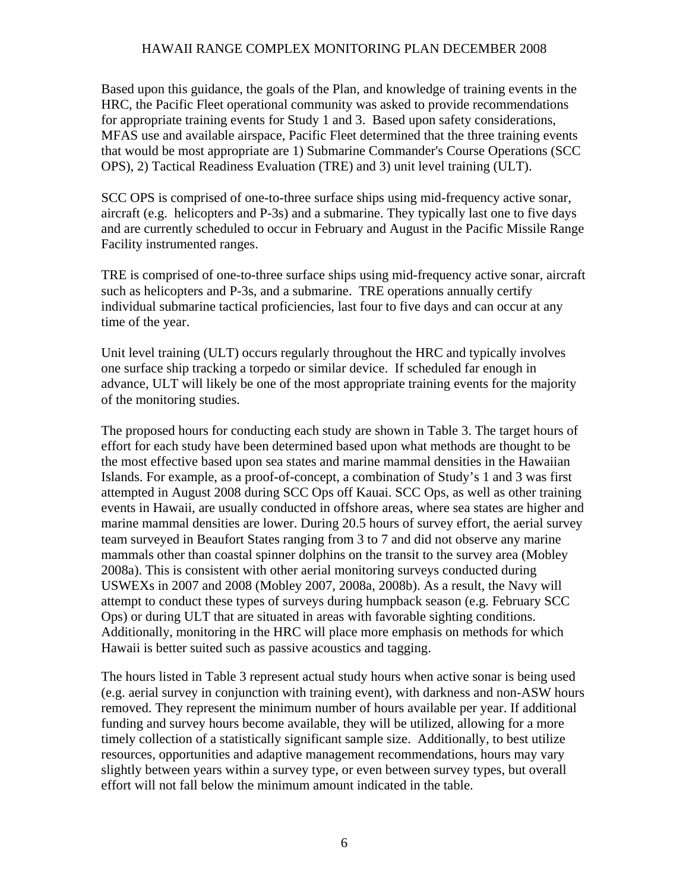Based upon this guidance, the goals of the Plan, and knowledge of training events in the HRC, the Pacific Fleet operational community was asked to provide recommendations for appropriate training events for Study 1 and 3. Based upon safety considerations, MFAS use and available airspace, Pacific Fleet determined that the three training events that would be most appropriate are 1) Submarine Commander's Course Operations (SCC OPS), 2) Tactical Readiness Evaluation (TRE) and 3) unit level training (ULT).

SCC OPS is comprised of one-to-three surface ships using mid-frequency active sonar, aircraft (e.g. helicopters and P-3s) and a submarine. They typically last one to five days and are currently scheduled to occur in February and August in the Pacific Missile Range Facility instrumented ranges.

TRE is comprised of one-to-three surface ships using mid-frequency active sonar, aircraft such as helicopters and P-3s, and a submarine. TRE operations annually certify individual submarine tactical proficiencies, last four to five days and can occur at any time of the year.

Unit level training (ULT) occurs regularly throughout the HRC and typically involves one surface ship tracking a torpedo or similar device. If scheduled far enough in advance, ULT will likely be one of the most appropriate training events for the majority of the monitoring studies.

The proposed hours for conducting each study are shown in Table 3. The target hours of effort for each study have been determined based upon what methods are thought to be the most effective based upon sea states and marine mammal densities in the Hawaiian Islands. For example, as a proof-of-concept, a combination of Study's 1 and 3 was first attempted in August 2008 during SCC Ops off Kauai. SCC Ops, as well as other training events in Hawaii, are usually conducted in offshore areas, where sea states are higher and marine mammal densities are lower. During 20.5 hours of survey effort, the aerial survey team surveyed in Beaufort States ranging from 3 to 7 and did not observe any marine mammals other than coastal spinner dolphins on the transit to the survey area (Mobley 2008a). This is consistent with other aerial monitoring surveys conducted during USWEXs in 2007 and 2008 (Mobley 2007, 2008a, 2008b). As a result, the Navy will attempt to conduct these types of surveys during humpback season (e.g. February SCC Ops) or during ULT that are situated in areas with favorable sighting conditions. Additionally, monitoring in the HRC will place more emphasis on methods for which Hawaii is better suited such as passive acoustics and tagging.

The hours listed in Table 3 represent actual study hours when active sonar is being used (e.g. aerial survey in conjunction with training event), with darkness and non-ASW hours removed. They represent the minimum number of hours available per year. If additional funding and survey hours become available, they will be utilized, allowing for a more timely collection of a statistically significant sample size. Additionally, to best utilize resources, opportunities and adaptive management recommendations, hours may vary slightly between years within a survey type, or even between survey types, but overall effort will not fall below the minimum amount indicated in the table.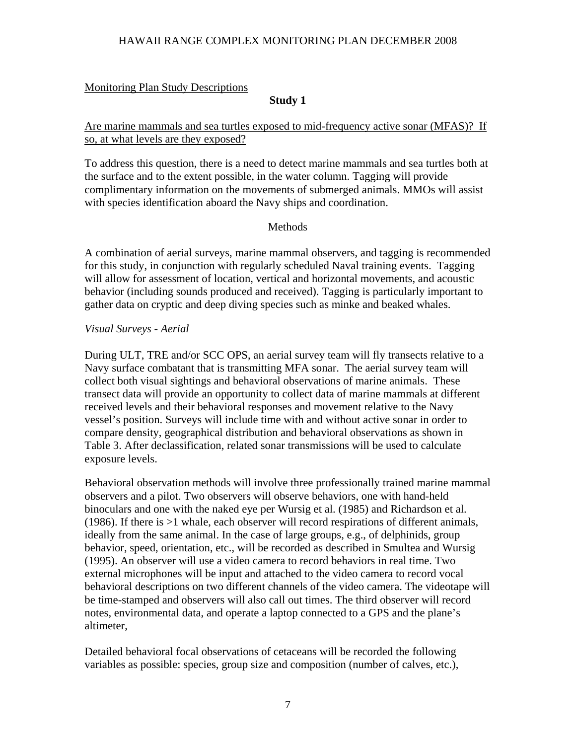Monitoring Plan Study Descriptions

**Study 1**

Are marine mammals and sea turtles exposed to mid-frequency active sonar (MFAS)? If so, at what levels are they exposed?

To address this question, there is a need to detect marine mammals and sea turtles both at the surface and to the extent possible, in the water column. Tagging will provide complimentary information on the movements of submerged animals. MMOs will assist with species identification aboard the Navy ships and coordination.

Methods

A combination of aerial surveys, marine mammal observers, and tagging is recommended for this study, in conjunction with regularly scheduled Naval training events. Tagging will allow for assessment of location, vertical and horizontal movements, and acoustic behavior (including sounds produced and received). Tagging is particularly important to gather data on cryptic and deep diving species such as minke and beaked whales.

*Visual Surveys - Aerial*

During ULT, TRE and/or SCC OPS, an aerial survey team will fly transects relative to a Navy surface combatant that is transmitting MFA sonar. The aerial survey team will collect both visual sightings and behavioral observations of marine animals. These transect data will provide an opportunity to collect data of marine mammals at different received levels and their behavioral responses and movement relative to the Navy vessel's position. Surveys will include time with and without active sonar in order to compare density, geographical distribution and behavioral observations as shown in Table 3. After declassification, related sonar transmissions will be used to calculate exposure levels.

Behavioral observation methods will involve three professionally trained marine mammal observers and a pilot. Two observers will observe behaviors, one with hand-held binoculars and one with the naked eye per Wursig et al. (1985) and Richardson et al. (1986). If there is >1 whale, each observer will record respirations of different animals, ideally from the same animal. In the case of large groups, e.g., of delphinids, group behavior, speed, orientation, etc., will be recorded as described in Smultea and Wursig (1995). An observer will use a video camera to record behaviors in real time. Two external microphones will be input and attached to the video camera to record vocal behavioral descriptions on two different channels of the video camera. The videotape will be time-stamped and observers will also call out times. The third observer will record notes, environmental data, and operate a laptop connected to a GPS and the plane's altimeter,

Detailed behavioral focal observations of cetaceans will be recorded the following variables as possible: species, group size and composition (number of calves, etc.),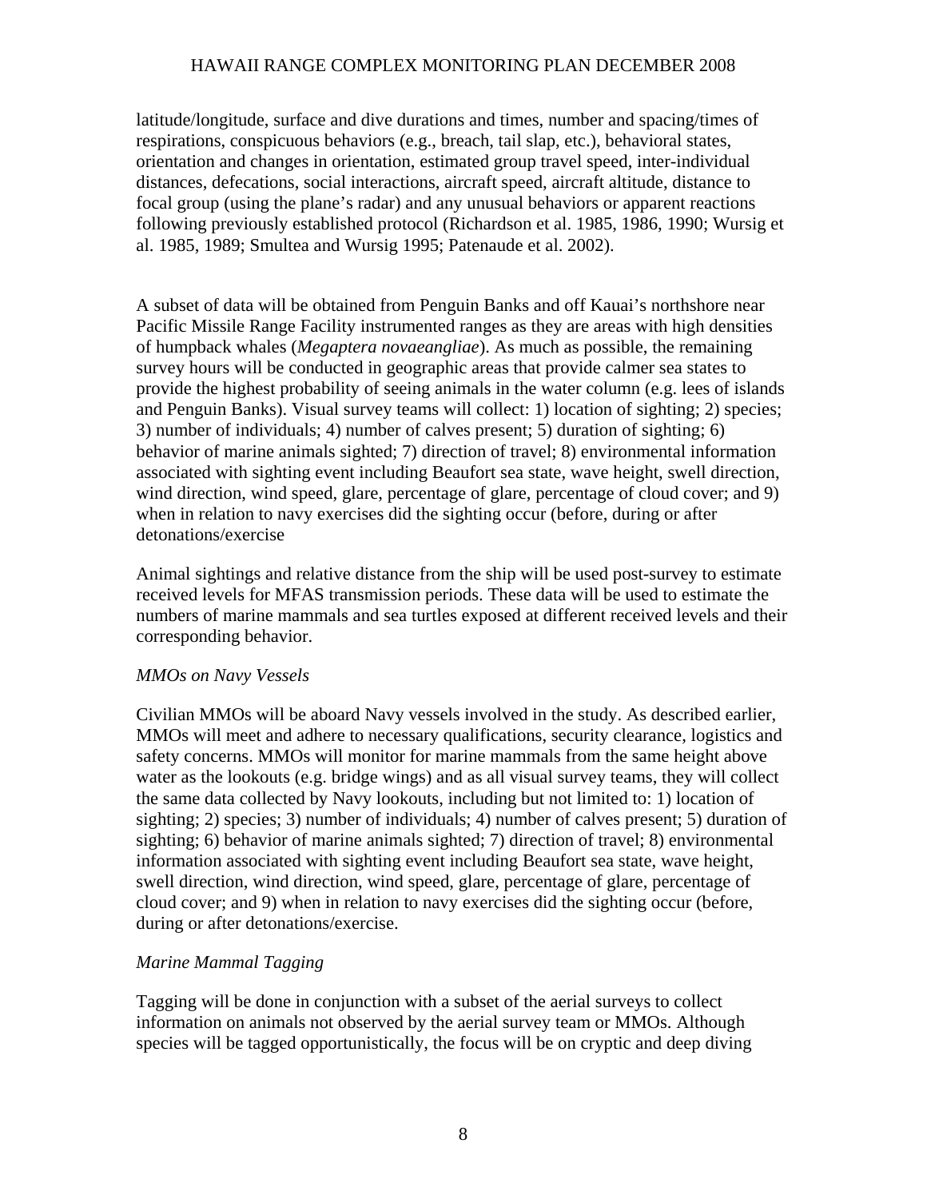latitude/longitude, surface and dive durations and times, number and spacing/times of respirations, conspicuous behaviors (e.g., breach, tail slap, etc.), behavioral states, orientation and changes in orientation, estimated group travel speed, inter-individual distances, defecations, social interactions, aircraft speed, aircraft altitude, distance to focal group (using the plane's radar) and any unusual behaviors or apparent reactions following previously established protocol (Richardson et al. 1985, 1986, 1990; Wursig et al. 1985, 1989; Smultea and Wursig 1995; Patenaude et al. 2002).

A subset of data will be obtained from Penguin Banks and off Kauai's northshore near Pacific Missile Range Facility instrumented ranges as they are areas with high densities of humpback whales (*Megaptera novaeangliae*). As much as possible, the remaining survey hours will be conducted in geographic areas that provide calmer sea states to provide the highest probability of seeing animals in the water column (e.g. lees of islands and Penguin Banks). Visual survey teams will collect: 1) location of sighting; 2) species; 3) number of individuals; 4) number of calves present; 5) duration of sighting; 6) behavior of marine animals sighted; 7) direction of travel; 8) environmental information associated with sighting event including Beaufort sea state, wave height, swell direction, wind direction, wind speed, glare, percentage of glare, percentage of cloud cover; and 9) when in relation to navy exercises did the sighting occur (before, during or after detonations/exercise

Animal sightings and relative distance from the ship will be used post-survey to estimate received levels for MFAS transmission periods. These data will be used to estimate the numbers of marine mammals and sea turtles exposed at different received levels and their corresponding behavior.

*MMOs on Navy Vessels*

Civilian MMOs will be aboard Navy vessels involved in the study. As described earlier, MMOs will meet and adhere to necessary qualifications, security clearance, logistics and safety concerns. MMOs will monitor for marine mammals from the same height above water as the lookouts (e.g. bridge wings) and as all visual survey teams, they will collect the same data collected by Navy lookouts, including but not limited to: 1) location of sighting; 2) species; 3) number of individuals; 4) number of calves present; 5) duration of sighting; 6) behavior of marine animals sighted; 7) direction of travel; 8) environmental information associated with sighting event including Beaufort sea state, wave height, swell direction, wind direction, wind speed, glare, percentage of glare, percentage of cloud cover; and 9) when in relation to navy exercises did the sighting occur (before, during or after detonations/exercise.

*Marine Mammal Tagging*

Tagging will be done in conjunction with a subset of the aerial surveys to collect information on animals not observed by the aerial survey team or MMOs. Although species will be tagged opportunistically, the focus will be on cryptic and deep diving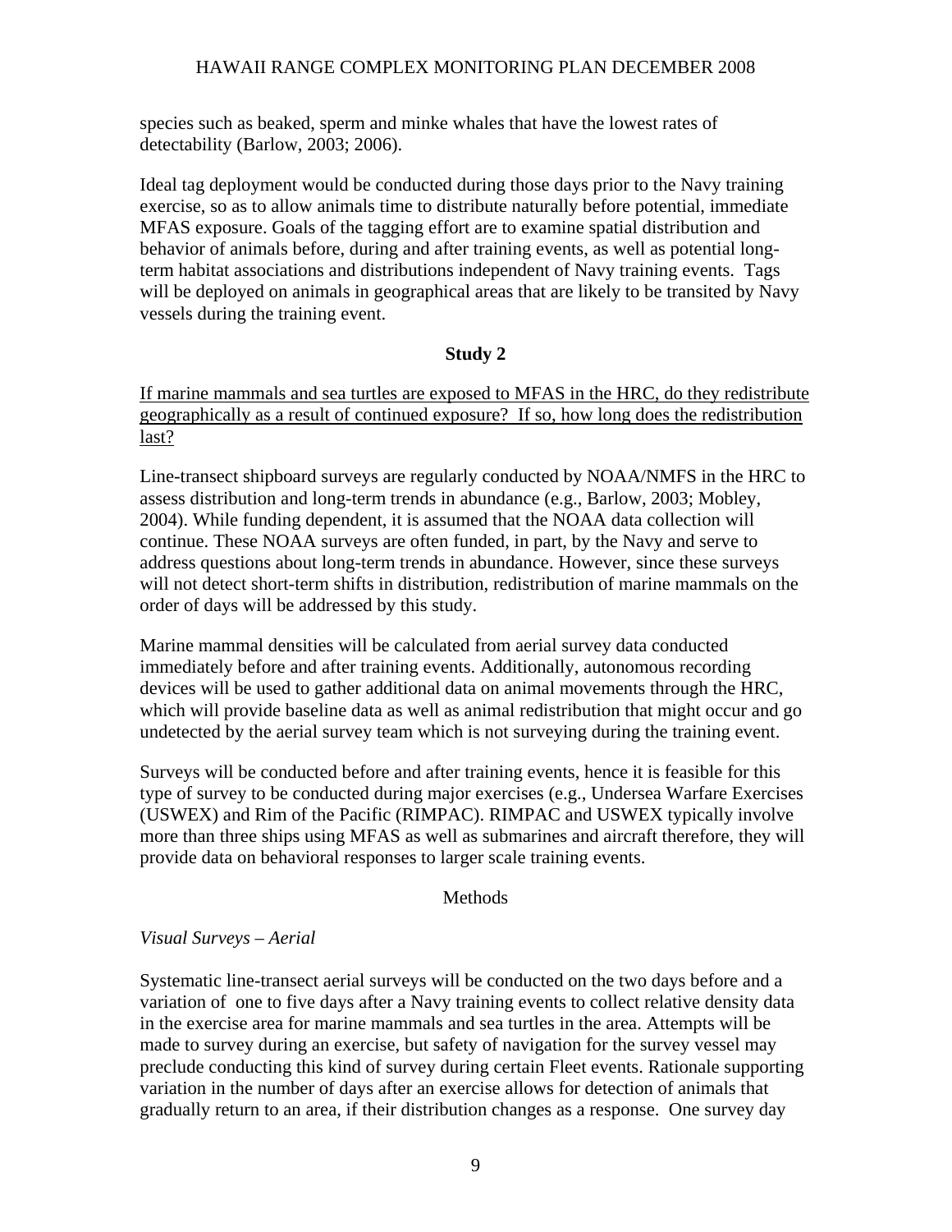species such as beaked, sperm and minke whales that have the lowest rates of detectability (Barlow, 2003; 2006).

Ideal tag deployment would be conducted during those days prior to the Navy training exercise, so as to allow animals time to distribute naturally before potential, immediate MFAS exposure. Goals of the tagging effort are to examine spatial distribution and behavior of animals before, during and after training events, as well as potential long-term habitat associations and distributions independent of Navy training events. Tags will be deployed on animals in geographical areas that are likely to be transited by Navy vessels during the training event.

**Study 2**

<u>If marine mammals and sea turtles are exposed to MFAS in the HRC, do they redistribute geographically as a result of continued exposure? If so, how long does the redistribution last?</u>

Line-transect shipboard surveys are regularly conducted by NOAA/NMFS in the HRC to assess distribution and long-term trends in abundance (e.g., Barlow, 2003; Mobley, 2004). While funding dependent, it is assumed that the NOAA data collection will continue. These NOAA surveys are often funded, in part, by the Navy and serve to address questions about long-term trends in abundance. However, since these surveys will not detect short-term shifts in distribution, redistribution of marine mammals on the order of days will be addressed by this study.

Marine mammal densities will be calculated from aerial survey data conducted immediately before and after training events. Additionally, autonomous recording devices will be used to gather additional data on animal movements through the HRC, which will provide baseline data as well as animal redistribution that might occur and go undetected by the aerial survey team which is not surveying during the training event.

Surveys will be conducted before and after training events, hence it is feasible for this type of survey to be conducted during major exercises (e.g., Undersea Warfare Exercises (USWEX) and Rim of the Pacific (RIMPAC). RIMPAC and USWEX typically involve more than three ships using MFAS as well as submarines and aircraft therefore, they will provide data on behavioral responses to larger scale training events.

Methods

*Visual Surveys – Aerial*

Systematic line-transect aerial surveys will be conducted on the two days before and a variation of one to five days after a Navy training events to collect relative density data in the exercise area for marine mammals and sea turtles in the area. Attempts will be made to survey during an exercise, but safety of navigation for the survey vessel may preclude conducting this kind of survey during certain Fleet events. Rationale supporting variation in the number of days after an exercise allows for detection of animals that gradually return to an area, if their distribution changes as a response. One survey day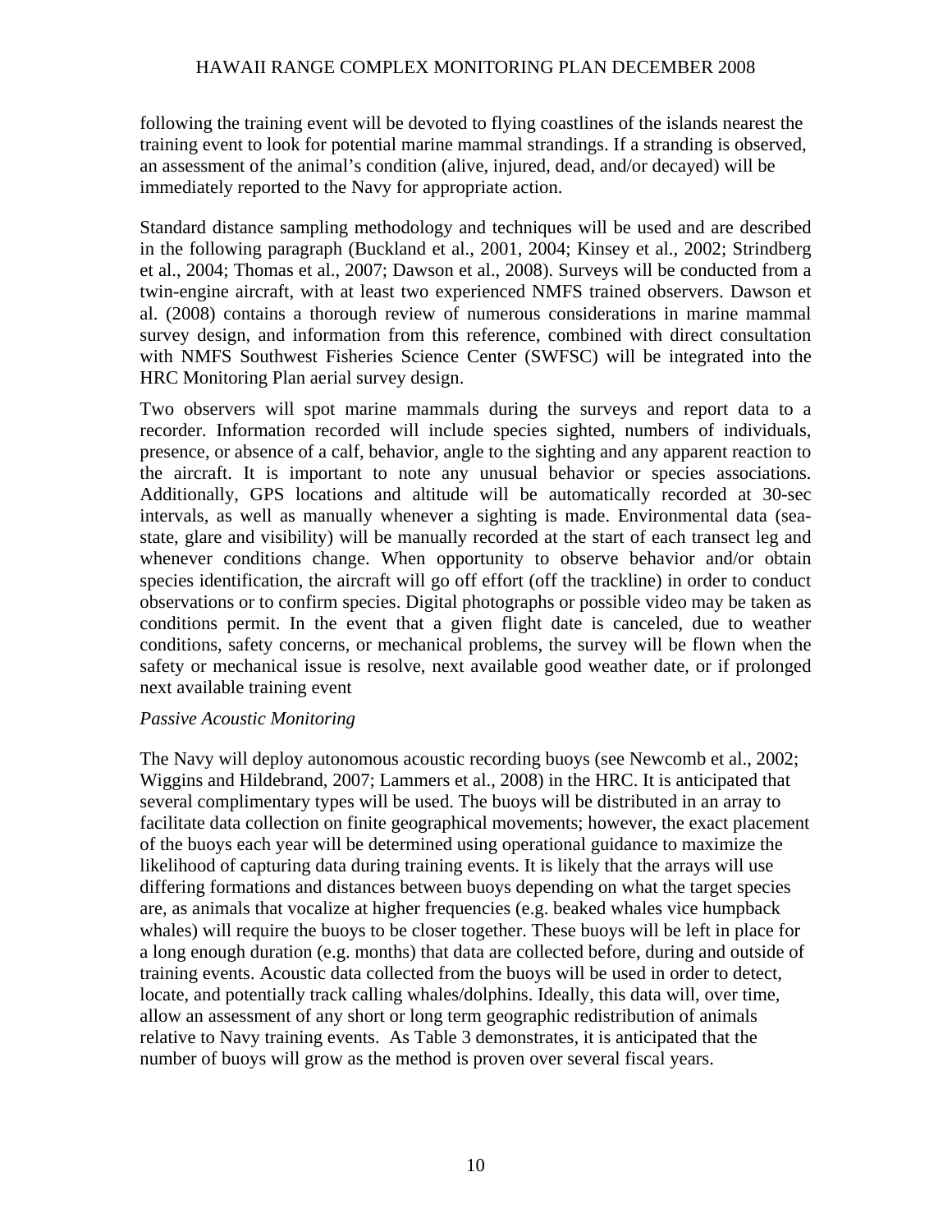following the training event will be devoted to flying coastlines of the islands nearest the training event to look for potential marine mammal strandings. If a stranding is observed, an assessment of the animal's condition (alive, injured, dead, and/or decayed) will be immediately reported to the Navy for appropriate action.

Standard distance sampling methodology and techniques will be used and are described in the following paragraph (Buckland et al., 2001, 2004; Kinsey et al., 2002; Strindberg et al., 2004; Thomas et al., 2007; Dawson et al., 2008). Surveys will be conducted from a twin-engine aircraft, with at least two experienced NMFS trained observers. Dawson et al. (2008) contains a thorough review of numerous considerations in marine mammal survey design, and information from this reference, combined with direct consultation with NMFS Southwest Fisheries Science Center (SWFSC) will be integrated into the HRC Monitoring Plan aerial survey design.

Two observers will spot marine mammals during the surveys and report data to a recorder. Information recorded will include species sighted, numbers of individuals, presence, or absence of a calf, behavior, angle to the sighting and any apparent reaction to the aircraft. It is important to note any unusual behavior or species associations. Additionally, GPS locations and altitude will be automatically recorded at 30-sec intervals, as well as manually whenever a sighting is made. Environmental data (sea-state, glare and visibility) will be manually recorded at the start of each transect leg and whenever conditions change. When opportunity to observe behavior and/or obtain species identification, the aircraft will go off effort (off the trackline) in order to conduct observations or to confirm species. Digital photographs or possible video may be taken as conditions permit. In the event that a given flight date is canceled, due to weather conditions, safety concerns, or mechanical problems, the survey will be flown when the safety or mechanical issue is resolve, next available good weather date, or if prolonged next available training event

*Passive Acoustic Monitoring*

The Navy will deploy autonomous acoustic recording buoys (see Newcomb et al., 2002; Wiggins and Hildebrand, 2007; Lammers et al., 2008) in the HRC. It is anticipated that several complimentary types will be used. The buoys will be distributed in an array to facilitate data collection on finite geographical movements; however, the exact placement of the buoys each year will be determined using operational guidance to maximize the likelihood of capturing data during training events. It is likely that the arrays will use differing formations and distances between buoys depending on what the target species are, as animals that vocalize at higher frequencies (e.g. beaked whales vice humpback whales) will require the buoys to be closer together. These buoys will be left in place for a long enough duration (e.g. months) that data are collected before, during and outside of training events. Acoustic data collected from the buoys will be used in order to detect, locate, and potentially track calling whales/dolphins. Ideally, this data will, over time, allow an assessment of any short or long term geographic redistribution of animals relative to Navy training events. As Table 3 demonstrates, it is anticipated that the number of buoys will grow as the method is proven over several fiscal years.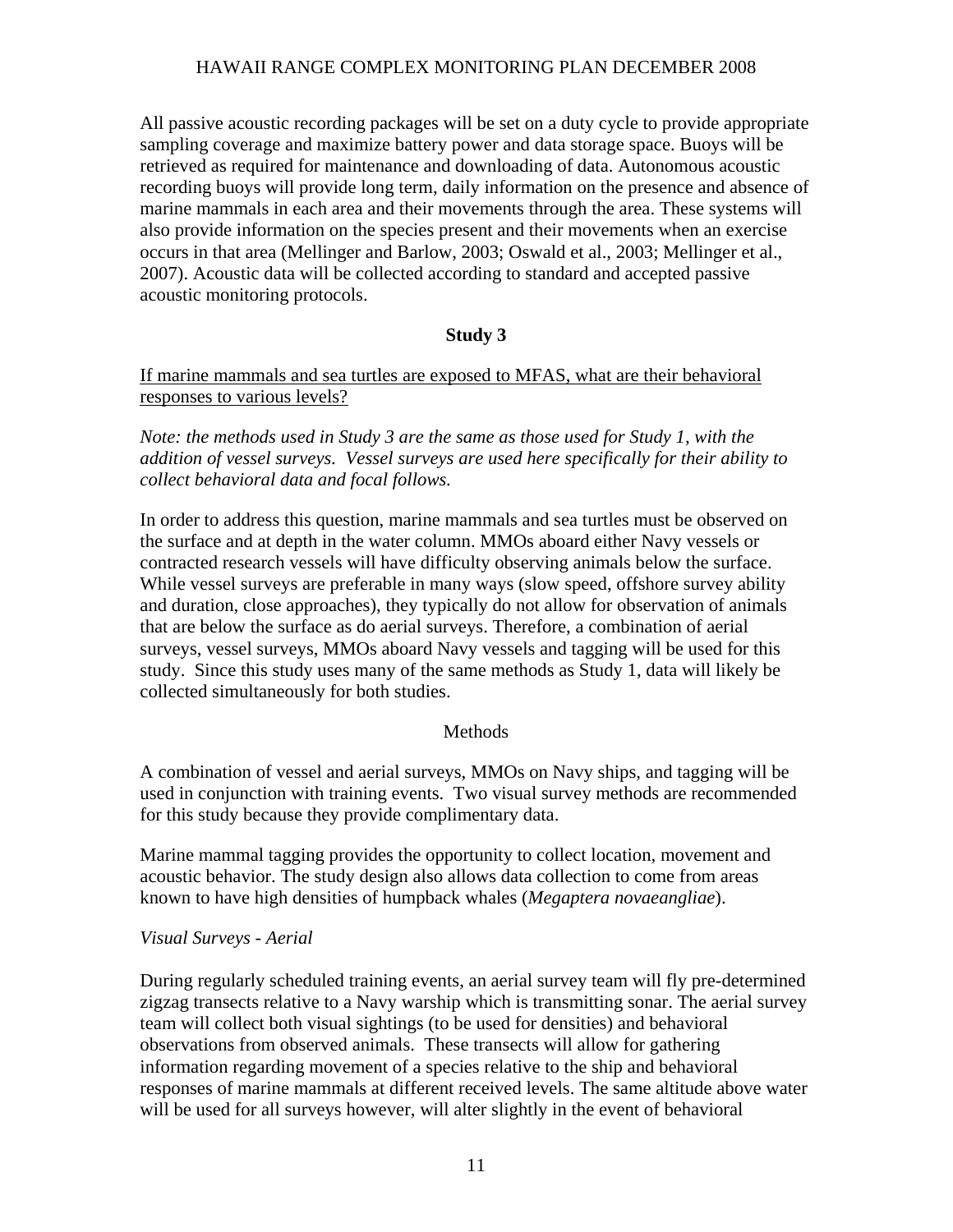All passive acoustic recording packages will be set on a duty cycle to provide appropriate sampling coverage and maximize battery power and data storage space. Buoys will be retrieved as required for maintenance and downloading of data. Autonomous acoustic recording buoys will provide long term, daily information on the presence and absence of marine mammals in each area and their movements through the area. These systems will also provide information on the species present and their movements when an exercise occurs in that area (Mellinger and Barlow, 2003; Oswald et al., 2003; Mellinger et al., 2007). Acoustic data will be collected according to standard and accepted passive acoustic monitoring protocols.

## Study 3

<u>If marine mammals and sea turtles are exposed to MFAS, what are their behavioral responses to various levels?</u>

*Note: the methods used in Study 3 are the same as those used for Study 1, with the addition of vessel surveys. Vessel surveys are used here specifically for their ability to collect behavioral data and focal follows.*

In order to address this question, marine mammals and sea turtles must be observed on the surface and at depth in the water column. MMOs aboard either Navy vessels or contracted research vessels will have difficulty observing animals below the surface. While vessel surveys are preferable in many ways (slow speed, offshore survey ability and duration, close approaches), they typically do not allow for observation of animals that are below the surface as do aerial surveys. Therefore, a combination of aerial surveys, vessel surveys, MMOs aboard Navy vessels and tagging will be used for this study. Since this study uses many of the same methods as Study 1, data will likely be collected simultaneously for both studies.

### Methods

A combination of vessel and aerial surveys, MMOs on Navy ships, and tagging will be used in conjunction with training events. Two visual survey methods are recommended for this study because they provide complimentary data.

Marine mammal tagging provides the opportunity to collect location, movement and acoustic behavior. The study design also allows data collection to come from areas known to have high densities of humpback whales (*Megaptera novaeangliae*).

*Visual Surveys - Aerial*

During regularly scheduled training events, an aerial survey team will fly pre-determined zigzag transects relative to a Navy warship which is transmitting sonar. The aerial survey team will collect both visual sightings (to be used for densities) and behavioral observations from observed animals. These transects will allow for gathering information regarding movement of a species relative to the ship and behavioral responses of marine mammals at different received levels. The same altitude above water will be used for all surveys however, will alter slightly in the event of behavioral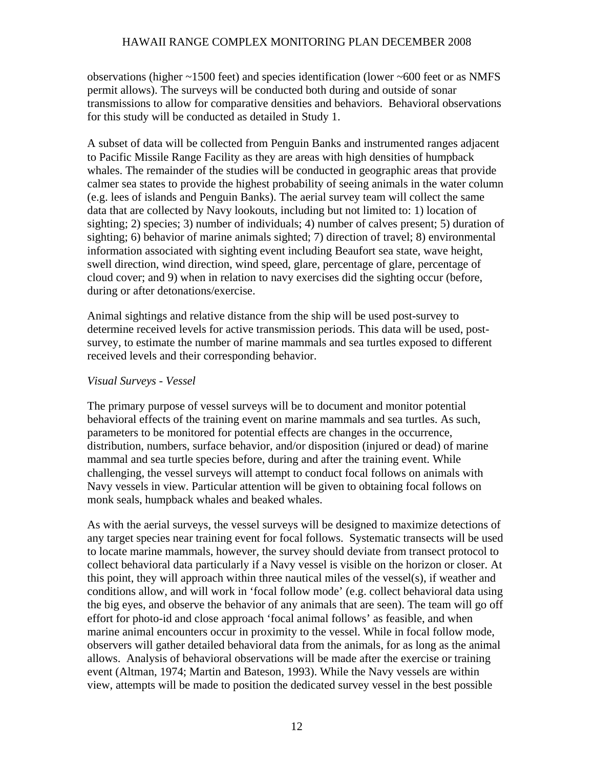observations (higher ~1500 feet) and species identification (lower ~600 feet or as NMFS permit allows). The surveys will be conducted both during and outside of sonar transmissions to allow for comparative densities and behaviors. Behavioral observations for this study will be conducted as detailed in Study 1.

A subset of data will be collected from Penguin Banks and instrumented ranges adjacent to Pacific Missile Range Facility as they are areas with high densities of humpback whales. The remainder of the studies will be conducted in geographic areas that provide calmer sea states to provide the highest probability of seeing animals in the water column (e.g. lees of islands and Penguin Banks). The aerial survey team will collect the same data that are collected by Navy lookouts, including but not limited to: 1) location of sighting; 2) species; 3) number of individuals; 4) number of calves present; 5) duration of sighting; 6) behavior of marine animals sighted; 7) direction of travel; 8) environmental information associated with sighting event including Beaufort sea state, wave height, swell direction, wind direction, wind speed, glare, percentage of glare, percentage of cloud cover; and 9) when in relation to navy exercises did the sighting occur (before, during or after detonations/exercise.

Animal sightings and relative distance from the ship will be used post-survey to determine received levels for active transmission periods. This data will be used, post-survey, to estimate the number of marine mammals and sea turtles exposed to different received levels and their corresponding behavior.

*Visual Surveys - Vessel*

The primary purpose of vessel surveys will be to document and monitor potential behavioral effects of the training event on marine mammals and sea turtles. As such, parameters to be monitored for potential effects are changes in the occurrence, distribution, numbers, surface behavior, and/or disposition (injured or dead) of marine mammal and sea turtle species before, during and after the training event. While challenging, the vessel surveys will attempt to conduct focal follows on animals with Navy vessels in view. Particular attention will be given to obtaining focal follows on monk seals, humpback whales and beaked whales.

As with the aerial surveys, the vessel surveys will be designed to maximize detections of any target species near training event for focal follows. Systematic transects will be used to locate marine mammals, however, the survey should deviate from transect protocol to collect behavioral data particularly if a Navy vessel is visible on the horizon or closer. At this point, they will approach within three nautical miles of the vessel(s), if weather and conditions allow, and will work in 'focal follow mode' (e.g. collect behavioral data using the big eyes, and observe the behavior of any animals that are seen). The team will go off effort for photo-id and close approach 'focal animal follows' as feasible, and when marine animal encounters occur in proximity to the vessel. While in focal follow mode, observers will gather detailed behavioral data from the animals, for as long as the animal allows. Analysis of behavioral observations will be made after the exercise or training event (Altman, 1974; Martin and Bateson, 1993). While the Navy vessels are within view, attempts will be made to position the dedicated survey vessel in the best possible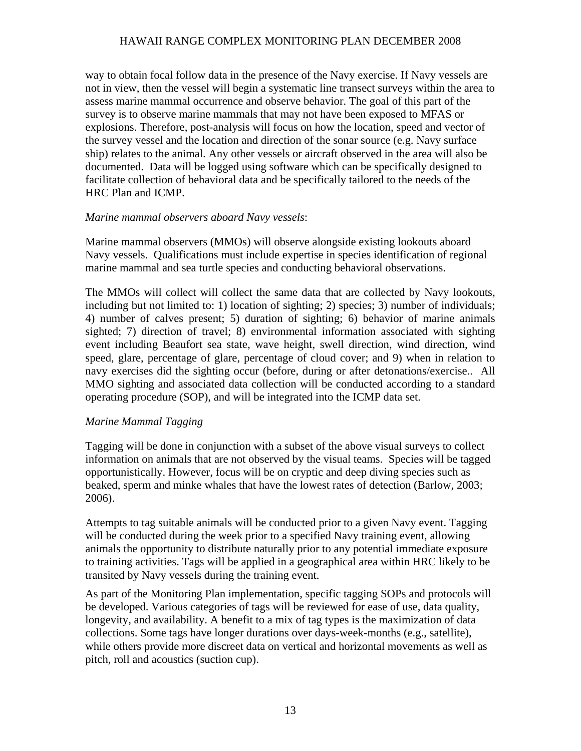way to obtain focal follow data in the presence of the Navy exercise. If Navy vessels are not in view, then the vessel will begin a systematic line transect surveys within the area to assess marine mammal occurrence and observe behavior. The goal of this part of the survey is to observe marine mammals that may not have been exposed to MFAS or explosions. Therefore, post-analysis will focus on how the location, speed and vector of the survey vessel and the location and direction of the sonar source (e.g. Navy surface ship) relates to the animal. Any other vessels or aircraft observed in the area will also be documented. Data will be logged using software which can be specifically designed to facilitate collection of behavioral data and be specifically tailored to the needs of the HRC Plan and ICMP.

*Marine mammal observers aboard Navy vessels*:

Marine mammal observers (MMOs) will observe alongside existing lookouts aboard Navy vessels. Qualifications must include expertise in species identification of regional marine mammal and sea turtle species and conducting behavioral observations.

The MMOs will collect will collect the same data that are collected by Navy lookouts, including but not limited to: 1) location of sighting; 2) species; 3) number of individuals; 4) number of calves present; 5) duration of sighting; 6) behavior of marine animals sighted; 7) direction of travel; 8) environmental information associated with sighting event including Beaufort sea state, wave height, swell direction, wind direction, wind speed, glare, percentage of glare, percentage of cloud cover; and 9) when in relation to navy exercises did the sighting occur (before, during or after detonations/exercise.. All MMO sighting and associated data collection will be conducted according to a standard operating procedure (SOP), and will be integrated into the ICMP data set.

*Marine Mammal Tagging*

Tagging will be done in conjunction with a subset of the above visual surveys to collect information on animals that are not observed by the visual teams. Species will be tagged opportunistically. However, focus will be on cryptic and deep diving species such as beaked, sperm and minke whales that have the lowest rates of detection (Barlow, 2003; 2006).

Attempts to tag suitable animals will be conducted prior to a given Navy event. Tagging will be conducted during the week prior to a specified Navy training event, allowing animals the opportunity to distribute naturally prior to any potential immediate exposure to training activities. Tags will be applied in a geographical area within HRC likely to be transited by Navy vessels during the training event.

As part of the Monitoring Plan implementation, specific tagging SOPs and protocols will be developed. Various categories of tags will be reviewed for ease of use, data quality, longevity, and availability. A benefit to a mix of tag types is the maximization of data collections. Some tags have longer durations over days-week-months (e.g., satellite), while others provide more discreet data on vertical and horizontal movements as well as pitch, roll and acoustics (suction cup).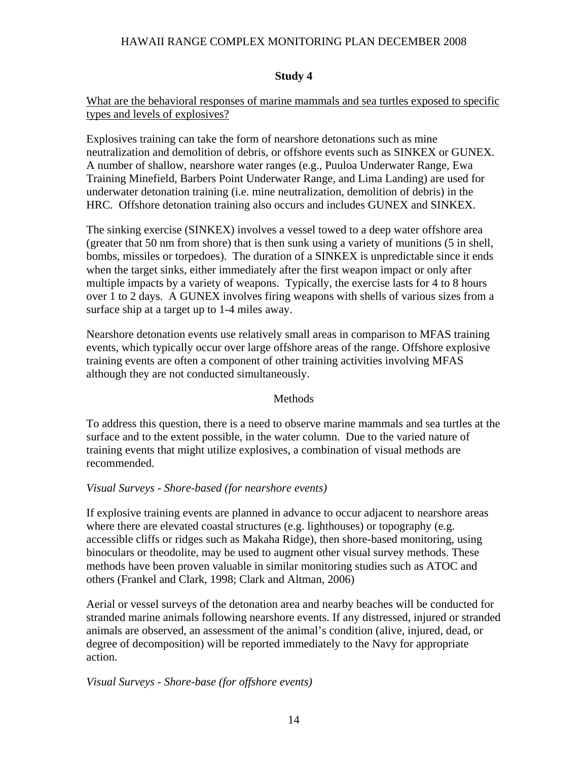## Study 4

<u>What are the behavioral responses of marine mammals and sea turtles exposed to specific types and levels of explosives?</u>

Explosives training can take the form of nearshore detonations such as mine neutralization and demolition of debris, or offshore events such as SINKEX or GUNEX. A number of shallow, nearshore water ranges (e.g., Puuloa Underwater Range, Ewa Training Minefield, Barbers Point Underwater Range, and Lima Landing) are used for underwater detonation training (i.e. mine neutralization, demolition of debris) in the HRC. Offshore detonation training also occurs and includes GUNEX and SINKEX.

The sinking exercise (SINKEX) involves a vessel towed to a deep water offshore area (greater that 50 nm from shore) that is then sunk using a variety of munitions (5 in shell, bombs, missiles or torpedoes). The duration of a SINKEX is unpredictable since it ends when the target sinks, either immediately after the first weapon impact or only after multiple impacts by a variety of weapons. Typically, the exercise lasts for 4 to 8 hours over 1 to 2 days. A GUNEX involves firing weapons with shells of various sizes from a surface ship at a target up to 1-4 miles away.

Nearshore detonation events use relatively small areas in comparison to MFAS training events, which typically occur over large offshore areas of the range. Offshore explosive training events are often a component of other training activities involving MFAS although they are not conducted simultaneously.

### Methods

To address this question, there is a need to observe marine mammals and sea turtles at the surface and to the extent possible, in the water column. Due to the varied nature of training events that might utilize explosives, a combination of visual methods are recommended.

*Visual Surveys - Shore-based (for nearshore events)*

If explosive training events are planned in advance to occur adjacent to nearshore areas where there are elevated coastal structures (e.g. lighthouses) or topography (e.g. accessible cliffs or ridges such as Makaha Ridge), then shore-based monitoring, using binoculars or theodolite, may be used to augment other visual survey methods. These methods have been proven valuable in similar monitoring studies such as ATOC and others (Frankel and Clark, 1998; Clark and Altman, 2006)

Aerial or vessel surveys of the detonation area and nearby beaches will be conducted for stranded marine animals following nearshore events. If any distressed, injured or stranded animals are observed, an assessment of the animal's condition (alive, injured, dead, or degree of decomposition) will be reported immediately to the Navy for appropriate action.

*Visual Surveys - Shore-base (for offshore events)*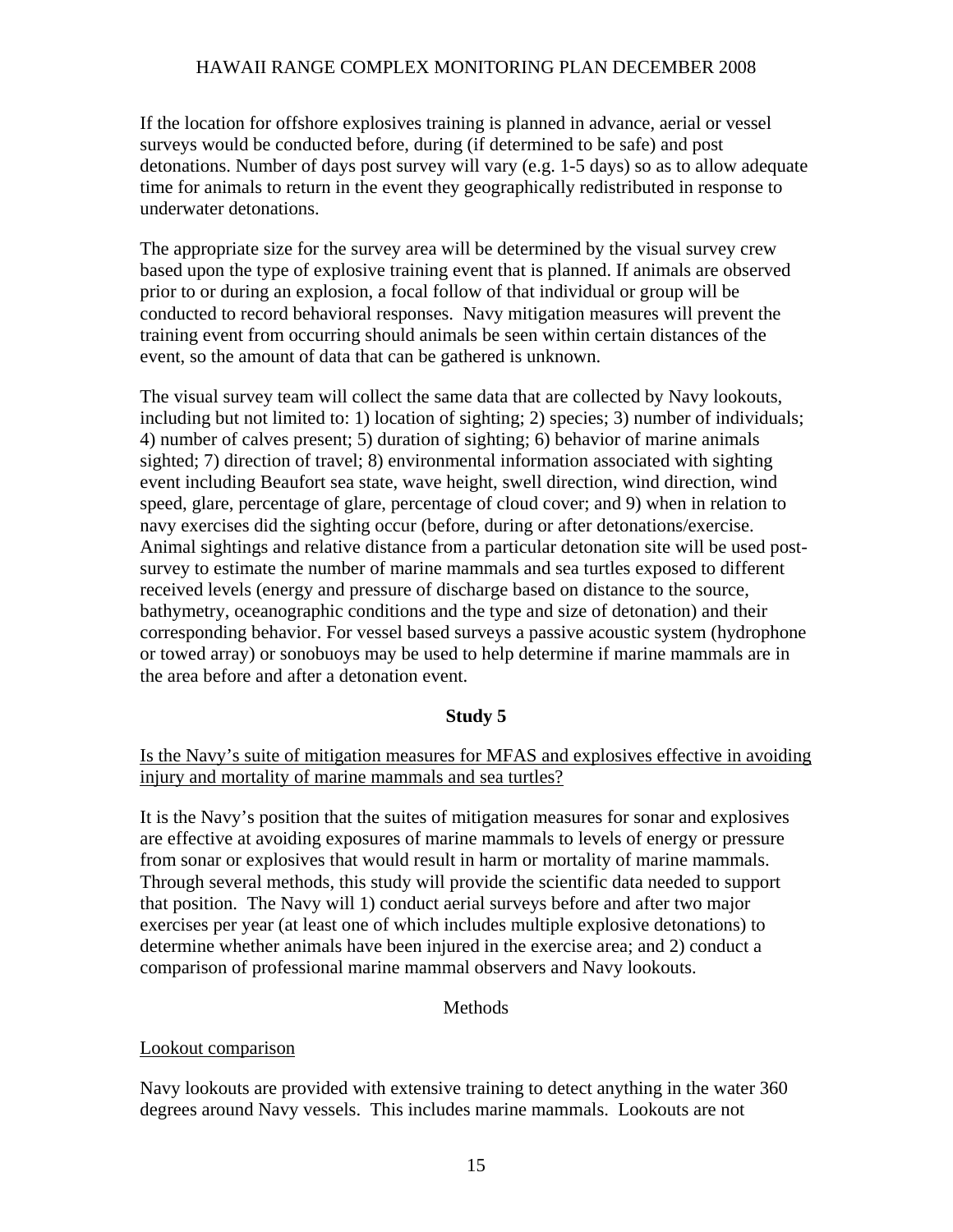If the location for offshore explosives training is planned in advance, aerial or vessel surveys would be conducted before, during (if determined to be safe) and post detonations. Number of days post survey will vary (e.g. 1-5 days) so as to allow adequate time for animals to return in the event they geographically redistributed in response to underwater detonations.

The appropriate size for the survey area will be determined by the visual survey crew based upon the type of explosive training event that is planned. If animals are observed prior to or during an explosion, a focal follow of that individual or group will be conducted to record behavioral responses. Navy mitigation measures will prevent the training event from occurring should animals be seen within certain distances of the event, so the amount of data that can be gathered is unknown.

The visual survey team will collect the same data that are collected by Navy lookouts, including but not limited to: 1) location of sighting; 2) species; 3) number of individuals; 4) number of calves present; 5) duration of sighting; 6) behavior of marine animals sighted; 7) direction of travel; 8) environmental information associated with sighting event including Beaufort sea state, wave height, swell direction, wind direction, wind speed, glare, percentage of glare, percentage of cloud cover; and 9) when in relation to navy exercises did the sighting occur (before, during or after detonations/exercise. Animal sightings and relative distance from a particular detonation site will be used post-survey to estimate the number of marine mammals and sea turtles exposed to different received levels (energy and pressure of discharge based on distance to the source, bathymetry, oceanographic conditions and the type and size of detonation) and their corresponding behavior. For vessel based surveys a passive acoustic system (hydrophone or towed array) or sonobuoys may be used to help determine if marine mammals are in the area before and after a detonation event.

## Study 5

Is the Navy's suite of mitigation measures for MFAS and explosives effective in avoiding injury and mortality of marine mammals and sea turtles?

It is the Navy's position that the suites of mitigation measures for sonar and explosives are effective at avoiding exposures of marine mammals to levels of energy or pressure from sonar or explosives that would result in harm or mortality of marine mammals. Through several methods, this study will provide the scientific data needed to support that position. The Navy will 1) conduct aerial surveys before and after two major exercises per year (at least one of which includes multiple explosive detonations) to determine whether animals have been injured in the exercise area; and 2) conduct a comparison of professional marine mammal observers and Navy lookouts.

### Methods

Lookout comparison

Navy lookouts are provided with extensive training to detect anything in the water 360 degrees around Navy vessels. This includes marine mammals. Lookouts are not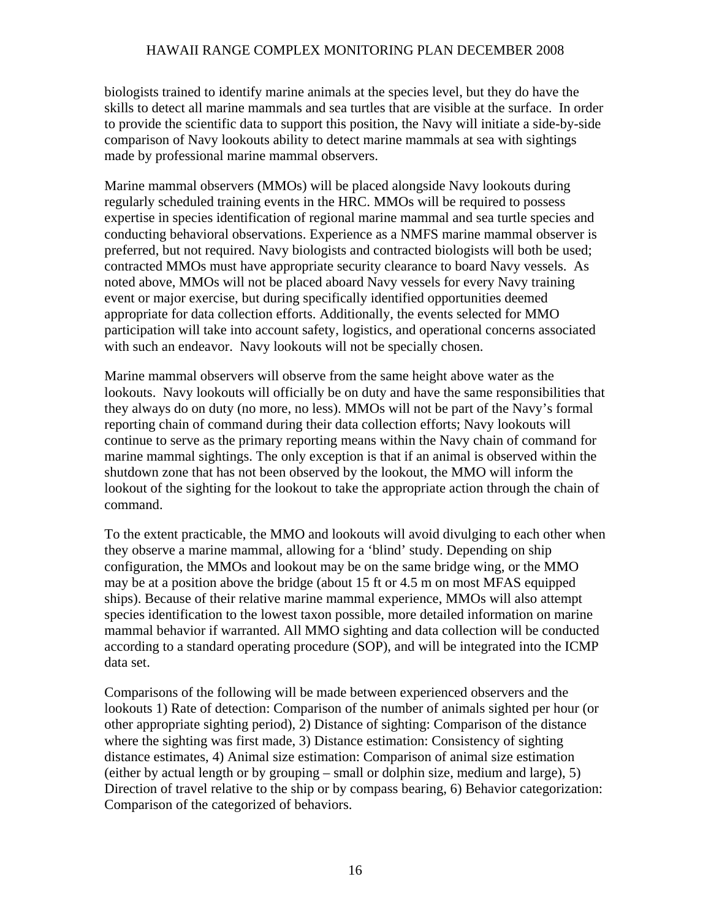biologists trained to identify marine animals at the species level, but they do have the skills to detect all marine mammals and sea turtles that are visible at the surface. In order to provide the scientific data to support this position, the Navy will initiate a side-by-side comparison of Navy lookouts ability to detect marine mammals at sea with sightings made by professional marine mammal observers.

Marine mammal observers (MMOs) will be placed alongside Navy lookouts during regularly scheduled training events in the HRC. MMOs will be required to possess expertise in species identification of regional marine mammal and sea turtle species and conducting behavioral observations. Experience as a NMFS marine mammal observer is preferred, but not required. Navy biologists and contracted biologists will both be used; contracted MMOs must have appropriate security clearance to board Navy vessels. As noted above, MMOs will not be placed aboard Navy vessels for every Navy training event or major exercise, but during specifically identified opportunities deemed appropriate for data collection efforts. Additionally, the events selected for MMO participation will take into account safety, logistics, and operational concerns associated with such an endeavor. Navy lookouts will not be specially chosen.

Marine mammal observers will observe from the same height above water as the lookouts. Navy lookouts will officially be on duty and have the same responsibilities that they always do on duty (no more, no less). MMOs will not be part of the Navy's formal reporting chain of command during their data collection efforts; Navy lookouts will continue to serve as the primary reporting means within the Navy chain of command for marine mammal sightings. The only exception is that if an animal is observed within the shutdown zone that has not been observed by the lookout, the MMO will inform the lookout of the sighting for the lookout to take the appropriate action through the chain of command.

To the extent practicable, the MMO and lookouts will avoid divulging to each other when they observe a marine mammal, allowing for a 'blind' study. Depending on ship configuration, the MMOs and lookout may be on the same bridge wing, or the MMO may be at a position above the bridge (about 15 ft or 4.5 m on most MFAS equipped ships). Because of their relative marine mammal experience, MMOs will also attempt species identification to the lowest taxon possible, more detailed information on marine mammal behavior if warranted. All MMO sighting and data collection will be conducted according to a standard operating procedure (SOP), and will be integrated into the ICMP data set.

Comparisons of the following will be made between experienced observers and the lookouts 1) Rate of detection: Comparison of the number of animals sighted per hour (or other appropriate sighting period), 2) Distance of sighting: Comparison of the distance where the sighting was first made, 3) Distance estimation: Consistency of sighting distance estimates, 4) Animal size estimation: Comparison of animal size estimation (either by actual length or by grouping – small or dolphin size, medium and large), 5) Direction of travel relative to the ship or by compass bearing, 6) Behavior categorization: Comparison of the categorized of behaviors.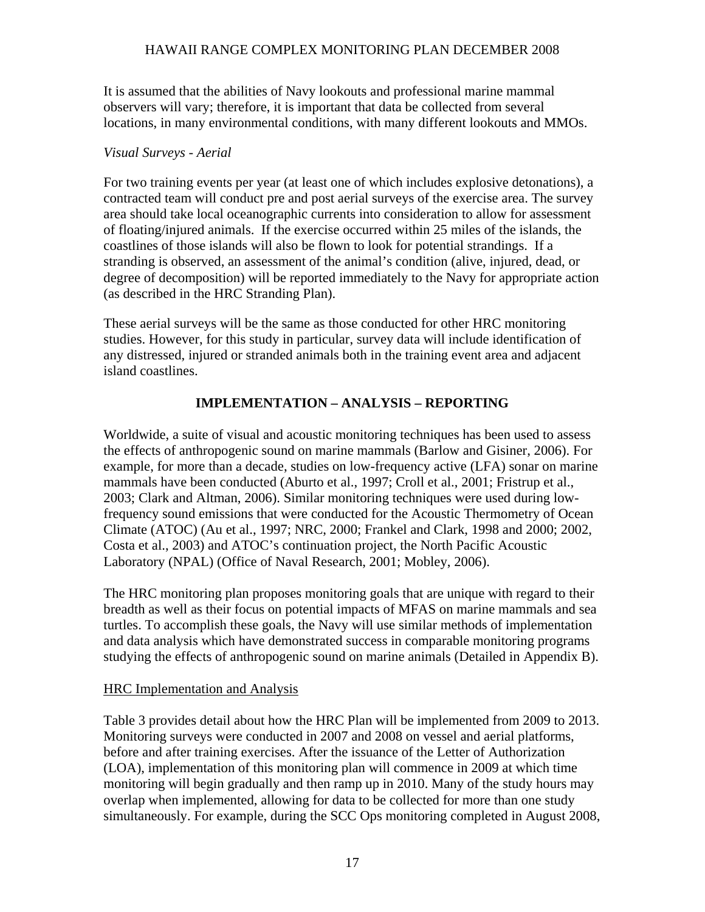It is assumed that the abilities of Navy lookouts and professional marine mammal observers will vary; therefore, it is important that data be collected from several locations, in many environmental conditions, with many different lookouts and MMOs.

*Visual Surveys - Aerial*

For two training events per year (at least one of which includes explosive detonations), a contracted team will conduct pre and post aerial surveys of the exercise area. The survey area should take local oceanographic currents into consideration to allow for assessment of floating/injured animals. If the exercise occurred within 25 miles of the islands, the coastlines of those islands will also be flown to look for potential strandings. If a stranding is observed, an assessment of the animal's condition (alive, injured, dead, or degree of decomposition) will be reported immediately to the Navy for appropriate action (as described in the HRC Stranding Plan).

These aerial surveys will be the same as those conducted for other HRC monitoring studies. However, for this study in particular, survey data will include identification of any distressed, injured or stranded animals both in the training event area and adjacent island coastlines.

## IMPLEMENTATION – ANALYSIS – REPORTING

Worldwide, a suite of visual and acoustic monitoring techniques has been used to assess the effects of anthropogenic sound on marine mammals (Barlow and Gisiner, 2006). For example, for more than a decade, studies on low-frequency active (LFA) sonar on marine mammals have been conducted (Aburto et al., 1997; Croll et al., 2001; Fristrup et al., 2003; Clark and Altman, 2006). Similar monitoring techniques were used during low-frequency sound emissions that were conducted for the Acoustic Thermometry of Ocean Climate (ATOC) (Au et al., 1997; NRC, 2000; Frankel and Clark, 1998 and 2000; 2002, Costa et al., 2003) and ATOC's continuation project, the North Pacific Acoustic Laboratory (NPAL) (Office of Naval Research, 2001; Mobley, 2006).

The HRC monitoring plan proposes monitoring goals that are unique with regard to their breadth as well as their focus on potential impacts of MFAS on marine mammals and sea turtles. To accomplish these goals, the Navy will use similar methods of implementation and data analysis which have demonstrated success in comparable monitoring programs studying the effects of anthropogenic sound on marine animals (Detailed in Appendix B).

### HRC Implementation and Analysis

Table 3 provides detail about how the HRC Plan will be implemented from 2009 to 2013. Monitoring surveys were conducted in 2007 and 2008 on vessel and aerial platforms, before and after training exercises. After the issuance of the Letter of Authorization (LOA), implementation of this monitoring plan will commence in 2009 at which time monitoring will begin gradually and then ramp up in 2010. Many of the study hours may overlap when implemented, allowing for data to be collected for more than one study simultaneously. For example, during the SCC Ops monitoring completed in August 2008,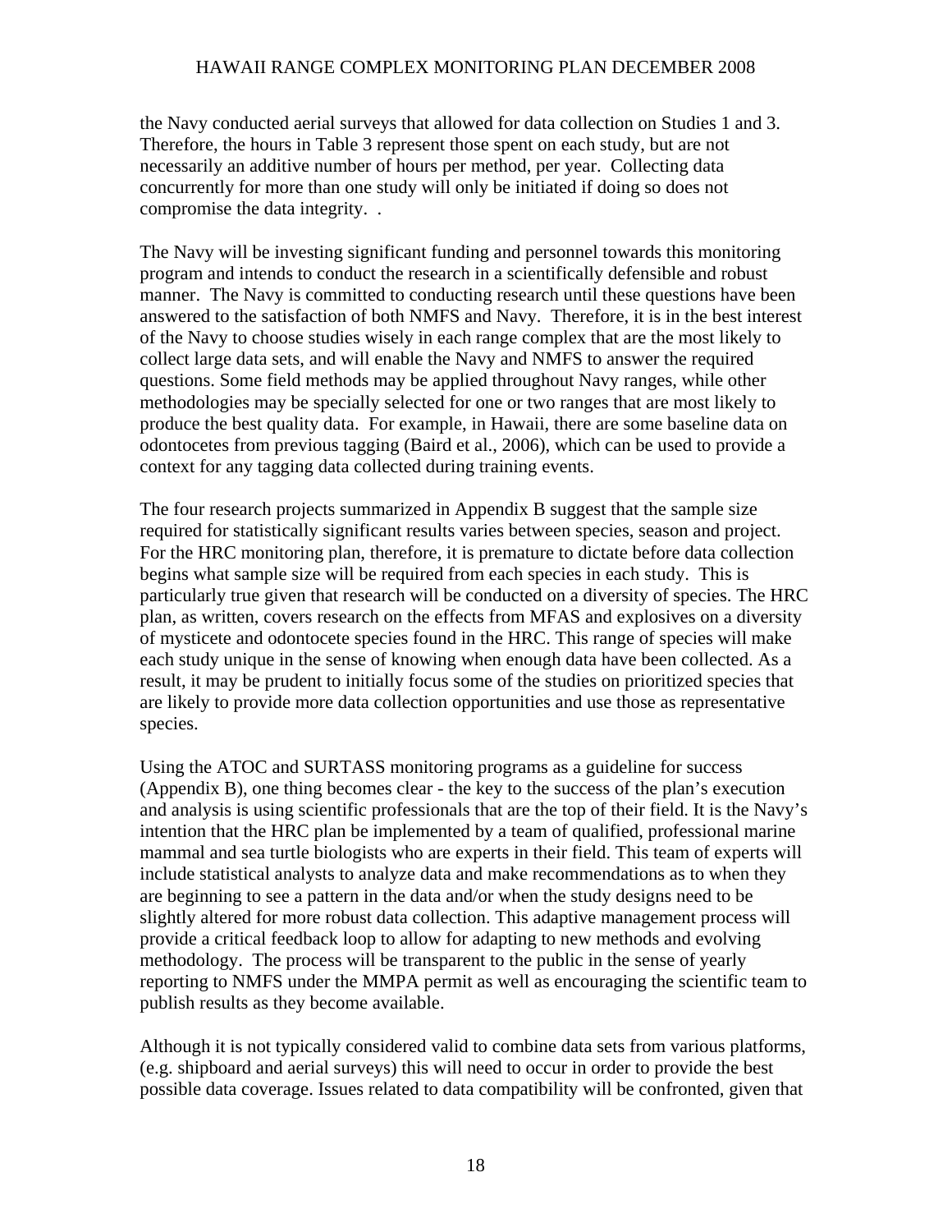the Navy conducted aerial surveys that allowed for data collection on Studies 1 and 3. Therefore, the hours in Table 3 represent those spent on each study, but are not necessarily an additive number of hours per method, per year. Collecting data concurrently for more than one study will only be initiated if doing so does not compromise the data integrity. .

The Navy will be investing significant funding and personnel towards this monitoring program and intends to conduct the research in a scientifically defensible and robust manner. The Navy is committed to conducting research until these questions have been answered to the satisfaction of both NMFS and Navy. Therefore, it is in the best interest of the Navy to choose studies wisely in each range complex that are the most likely to collect large data sets, and will enable the Navy and NMFS to answer the required questions. Some field methods may be applied throughout Navy ranges, while other methodologies may be specially selected for one or two ranges that are most likely to produce the best quality data. For example, in Hawaii, there are some baseline data on odontocetes from previous tagging (Baird et al., 2006), which can be used to provide a context for any tagging data collected during training events.

The four research projects summarized in Appendix B suggest that the sample size required for statistically significant results varies between species, season and project. For the HRC monitoring plan, therefore, it is premature to dictate before data collection begins what sample size will be required from each species in each study. This is particularly true given that research will be conducted on a diversity of species. The HRC plan, as written, covers research on the effects from MFAS and explosives on a diversity of mysticete and odontocete species found in the HRC. This range of species will make each study unique in the sense of knowing when enough data have been collected. As a result, it may be prudent to initially focus some of the studies on prioritized species that are likely to provide more data collection opportunities and use those as representative species.

Using the ATOC and SURTASS monitoring programs as a guideline for success (Appendix B), one thing becomes clear - the key to the success of the plan's execution and analysis is using scientific professionals that are the top of their field. It is the Navy's intention that the HRC plan be implemented by a team of qualified, professional marine mammal and sea turtle biologists who are experts in their field. This team of experts will include statistical analysts to analyze data and make recommendations as to when they are beginning to see a pattern in the data and/or when the study designs need to be slightly altered for more robust data collection. This adaptive management process will provide a critical feedback loop to allow for adapting to new methods and evolving methodology. The process will be transparent to the public in the sense of yearly reporting to NMFS under the MMPA permit as well as encouraging the scientific team to publish results as they become available.

Although it is not typically considered valid to combine data sets from various platforms, (e.g. shipboard and aerial surveys) this will need to occur in order to provide the best possible data coverage. Issues related to data compatibility will be confronted, given that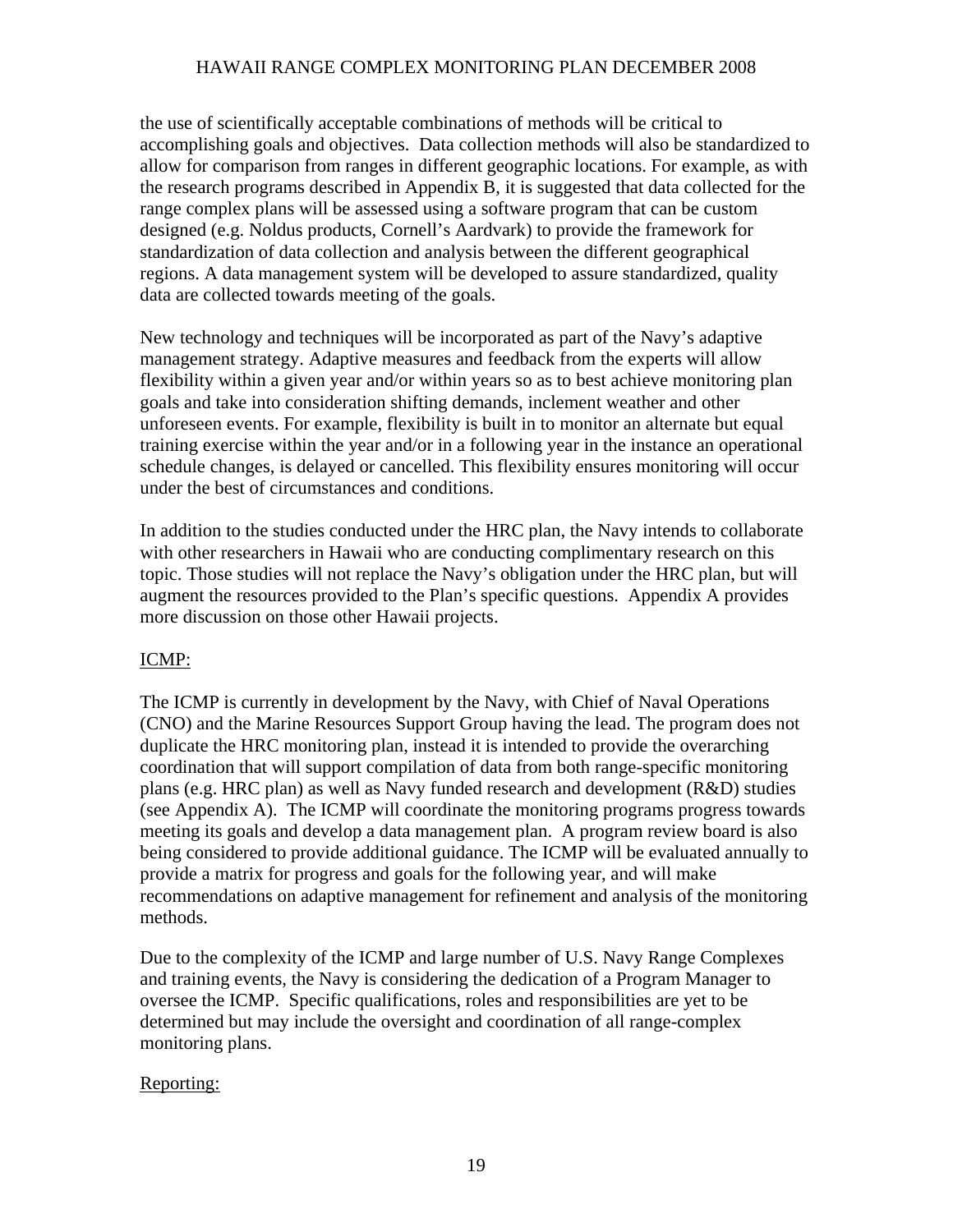the use of scientifically acceptable combinations of methods will be critical to accomplishing goals and objectives. Data collection methods will also be standardized to allow for comparison from ranges in different geographic locations. For example, as with the research programs described in Appendix B, it is suggested that data collected for the range complex plans will be assessed using a software program that can be custom designed (e.g. Noldus products, Cornell's Aardvark) to provide the framework for standardization of data collection and analysis between the different geographical regions. A data management system will be developed to assure standardized, quality data are collected towards meeting of the goals.

New technology and techniques will be incorporated as part of the Navy's adaptive management strategy. Adaptive measures and feedback from the experts will allow flexibility within a given year and/or within years so as to best achieve monitoring plan goals and take into consideration shifting demands, inclement weather and other unforeseen events. For example, flexibility is built in to monitor an alternate but equal training exercise within the year and/or in a following year in the instance an operational schedule changes, is delayed or cancelled. This flexibility ensures monitoring will occur under the best of circumstances and conditions.

In addition to the studies conducted under the HRC plan, the Navy intends to collaborate with other researchers in Hawaii who are conducting complimentary research on this topic. Those studies will not replace the Navy's obligation under the HRC plan, but will augment the resources provided to the Plan's specific questions. Appendix A provides more discussion on those other Hawaii projects.

ICMP:

The ICMP is currently in development by the Navy, with Chief of Naval Operations (CNO) and the Marine Resources Support Group having the lead. The program does not duplicate the HRC monitoring plan, instead it is intended to provide the overarching coordination that will support compilation of data from both range-specific monitoring plans (e.g. HRC plan) as well as Navy funded research and development (R&D) studies (see Appendix A). The ICMP will coordinate the monitoring programs progress towards meeting its goals and develop a data management plan. A program review board is also being considered to provide additional guidance. The ICMP will be evaluated annually to provide a matrix for progress and goals for the following year, and will make recommendations on adaptive management for refinement and analysis of the monitoring methods.

Due to the complexity of the ICMP and large number of U.S. Navy Range Complexes and training events, the Navy is considering the dedication of a Program Manager to oversee the ICMP. Specific qualifications, roles and responsibilities are yet to be determined but may include the oversight and coordination of all range-complex monitoring plans.

Reporting: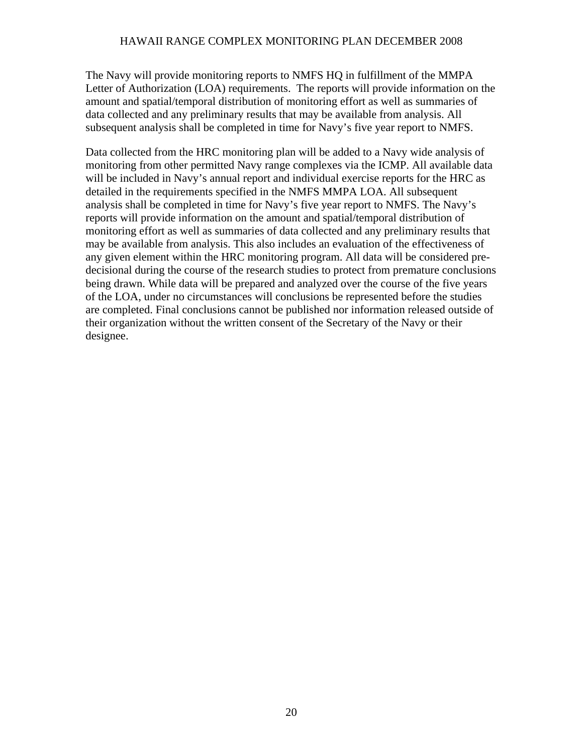The Navy will provide monitoring reports to NMFS HQ in fulfillment of the MMPA Letter of Authorization (LOA) requirements. The reports will provide information on the amount and spatial/temporal distribution of monitoring effort as well as summaries of data collected and any preliminary results that may be available from analysis. All subsequent analysis shall be completed in time for Navy's five year report to NMFS.

Data collected from the HRC monitoring plan will be added to a Navy wide analysis of monitoring from other permitted Navy range complexes via the ICMP. All available data will be included in Navy's annual report and individual exercise reports for the HRC as detailed in the requirements specified in the NMFS MMPA LOA. All subsequent analysis shall be completed in time for Navy's five year report to NMFS. The Navy's reports will provide information on the amount and spatial/temporal distribution of monitoring effort as well as summaries of data collected and any preliminary results that may be available from analysis. This also includes an evaluation of the effectiveness of any given element within the HRC monitoring program. All data will be considered pre-decisional during the course of the research studies to protect from premature conclusions being drawn. While data will be prepared and analyzed over the course of the five years of the LOA, under no circumstances will conclusions be represented before the studies are completed. Final conclusions cannot be published nor information released outside of their organization without the written consent of the Secretary of the Navy or their designee.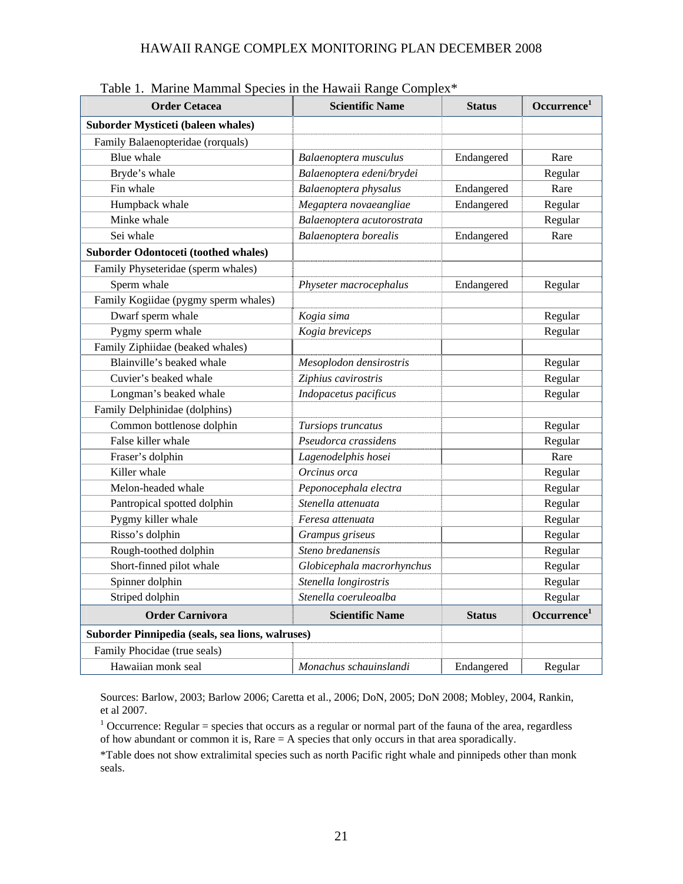Table 1. Marine Mammal Species in the Hawaii Range Complex*

| Order Cetacea | Scientific Name | Status | Occurrence[1] |
|---|---|---|---|
| **Suborder Mysticeti (baleen whales)** | | | |
| Family Balaenopteridae (rorquals) | | | |
| Blue whale | *Balaenoptera musculus* | Endangered | Rare |
| Bryde's whale | *Balaenoptera edeni/brydei* | | Regular |
| Fin whale | *Balaenoptera physalus* | Endangered | Rare |
| Humpback whale | *Megaptera novaeangliae* | Endangered | Regular |
| Minke whale | *Balaenoptera acutorostrata* | | Regular |
| Sei whale | *Balaenoptera borealis* | Endangered | Rare |
| **Suborder Odontoceti (toothed whales)** | | | |
| Family Physeteridae (sperm whales) | | | |
| Sperm whale | *Physeter macrocephalus* | Endangered | Regular |
| Family Kogiidae (pygmy sperm whales) | | | |
| Dwarf sperm whale | *Kogia sima* | | Regular |
| Pygmy sperm whale | *Kogia breviceps* | | Regular |
| Family Ziphiidae (beaked whales) | | | |
| Blainville's beaked whale | *Mesoplodon densirostris* | | Regular |
| Cuvier's beaked whale | *Ziphius cavirostris* | | Regular |
| Longman's beaked whale | *Indopacetus pacificus* | | Regular |
| Family Delphinidae (dolphins) | | | |
| Common bottlenose dolphin | *Tursiops truncatus* | | Regular |
| False killer whale | *Pseudorca crassidens* | | Regular |
| Fraser's dolphin | *Lagenodelphis hosei* | | Rare |
| Killer whale | *Orcinus orca* | | Regular |
| Melon-headed whale | *Peponocephala electra* | | Regular |
| Pantropical spotted dolphin | *Stenella attenuata* | | Regular |
| Pygmy killer whale | *Feresa attenuata* | | Regular |
| Risso's dolphin | *Grampus griseus* | | Regular |
| Rough-toothed dolphin | *Steno bredanensis* | | Regular |
| Short-finned pilot whale | *Globicephala macrorhynchus* | | Regular |
| Spinner dolphin | *Stenella longirostris* | | Regular |
| Striped dolphin | *Stenella coeruleoalba* | | Regular |
| **Order Carnivora** | **Scientific Name** | **Status** | **Occurrence[1]** |
| **Suborder Pinnipedia (seals, sea lions, walruses)** | | | |
| Family Phocidae (true seals) | | | |
| Hawaiian monk seal | *Monachus schauinslandi* | Endangered | Regular |

Sources: Barlow, 2003; Barlow 2006; Caretta et al., 2006; DoN, 2005; DoN 2008; Mobley, 2004, Rankin, et al 2007.

[1] Occurrence: Regular = species that occurs as a regular or normal part of the fauna of the area, regardless of how abundant or common it is, Rare = A species that only occurs in that area sporadically.

*Table does not show extralimital species such as north Pacific right whale and pinnipeds other than monk seals.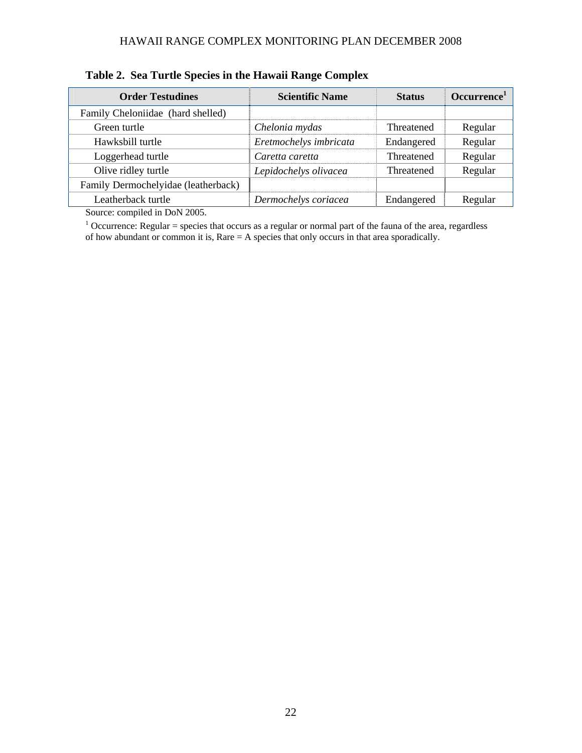**Table 2. Sea Turtle Species in the Hawaii Range Complex**

| Order Testudines | Scientific Name | Status | Occurrence[1] |
|---|---|---|---|
| Family Cheloniidae (hard shelled) | | | |
| Green turtle | *Chelonia mydas* | Threatened | Regular |
| Hawksbill turtle | *Eretmochelys imbricata* | Endangered | Regular |
| Loggerhead turtle | *Caretta caretta* | Threatened | Regular |
| Olive ridley turtle | *Lepidochelys olivacea* | Threatened | Regular |
| Family Dermochelyidae (leatherback) | | | |
| Leatherback turtle | *Dermochelys coriacea* | Endangered | Regular |

Source: compiled in DoN 2005.

[1] Occurrence: Regular = species that occurs as a regular or normal part of the fauna of the area, regardless of how abundant or common it is, Rare = A species that only occurs in that area sporadically.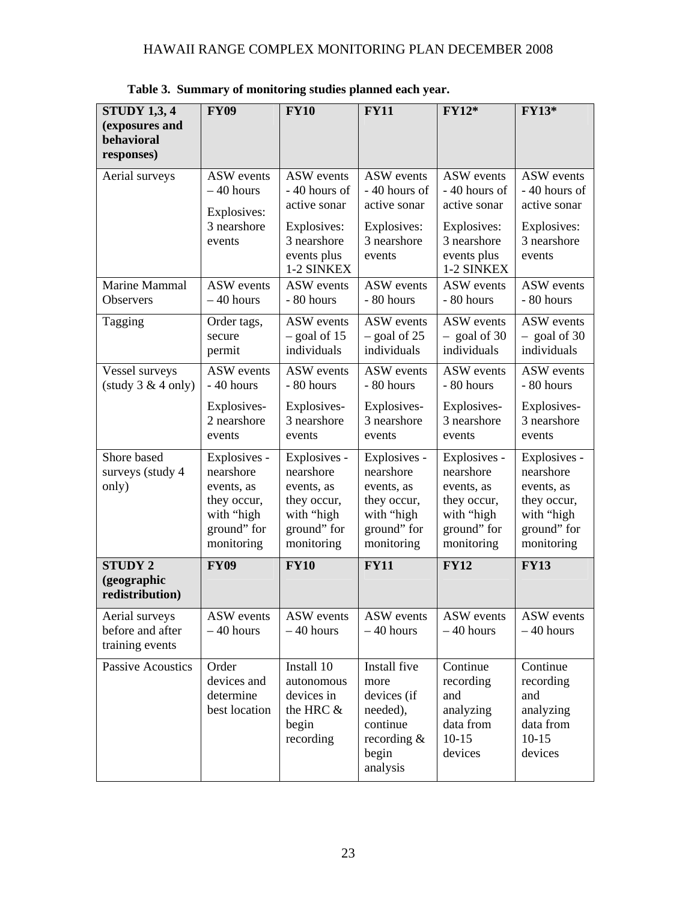**Table 3. Summary of monitoring studies planned each year.**

| STUDY 1,3, 4 (exposures and behavioral responses) | FY09 | FY10 | FY11 | FY12* | FY13* |
|---|---|---|---|---|---|
| Aerial surveys | ASW events – 40 hours<br>Explosives: 3 nearshore events | ASW events - 40 hours of active sonar<br>Explosives: 3 nearshore events plus 1-2 SINKEX | ASW events - 40 hours of active sonar<br>Explosives: 3 nearshore events | ASW events - 40 hours of active sonar<br>Explosives: 3 nearshore events plus 1-2 SINKEX | ASW events - 40 hours of active sonar<br>Explosives: 3 nearshore events |
| Marine Mammal Observers | ASW events – 40 hours | ASW events - 80 hours | ASW events - 80 hours | ASW events - 80 hours | ASW events - 80 hours |
| Tagging | Order tags, secure permit | ASW events – goal of 15 individuals | ASW events – goal of 25 individuals | ASW events – goal of 30 individuals | ASW events – goal of 30 individuals |
| Vessel surveys (study 3 & 4 only) | ASW events - 40 hours<br>Explosives- 2 nearshore events | ASW events - 80 hours<br>Explosives- 3 nearshore events | ASW events - 80 hours<br>Explosives- 3 nearshore events | ASW events - 80 hours<br>Explosives- 3 nearshore events | ASW events - 80 hours<br>Explosives- 3 nearshore events |
| Shore based surveys (study 4 only) | Explosives - nearshore events, as they occur, with "high ground" for monitoring | Explosives - nearshore events, as they occur, with "high ground" for monitoring | Explosives - nearshore events, as they occur, with "high ground" for monitoring | Explosives - nearshore events, as they occur, with "high ground" for monitoring | Explosives - nearshore events, as they occur, with "high ground" for monitoring |
| **STUDY 2 (geographic redistribution)** | **FY09** | **FY10** | **FY11** | **FY12** | **FY13** |
| Aerial surveys before and after training events | ASW events – 40 hours | ASW events – 40 hours | ASW events – 40 hours | ASW events – 40 hours | ASW events – 40 hours |
| Passive Acoustics | Order devices and determine best location | Install 10 autonomous devices in the HRC & begin recording | Install five more devices (if needed), continue recording & begin analysis | Continue recording and analyzing data from 10-15 devices | Continue recording and analyzing data from 10-15 devices |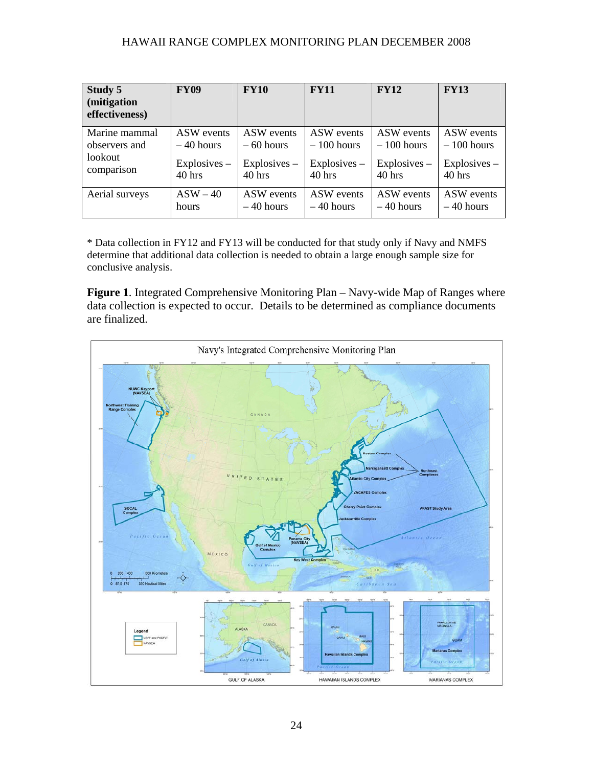| Study 5 (mitigation effectiveness) | FY09 | FY10 | FY11 | FY12 | FY13 |
|---|---|---|---|---|---|
| Marine mammal observers and lookout comparison | ASW events – 40 hours<br>Explosives – 40 hrs | ASW events – 60 hours<br>Explosives – 40 hrs | ASW events – 100 hours<br>Explosives – 40 hrs | ASW events – 100 hours<br>Explosives – 40 hrs | ASW events – 100 hours<br>Explosives – 40 hrs |
| Aerial surveys | ASW – 40 hours | ASW events – 40 hours | ASW events – 40 hours | ASW events – 40 hours | ASW events – 40 hours |

* Data collection in FY12 and FY13 will be conducted for that study only if Navy and NMFS determine that additional data collection is needed to obtain a large enough sample size for conclusive analysis.

**Figure 1**. Integrated Comprehensive Monitoring Plan – Navy-wide Map of Ranges where data collection is expected to occur. Details to be determined as compliance documents are finalized.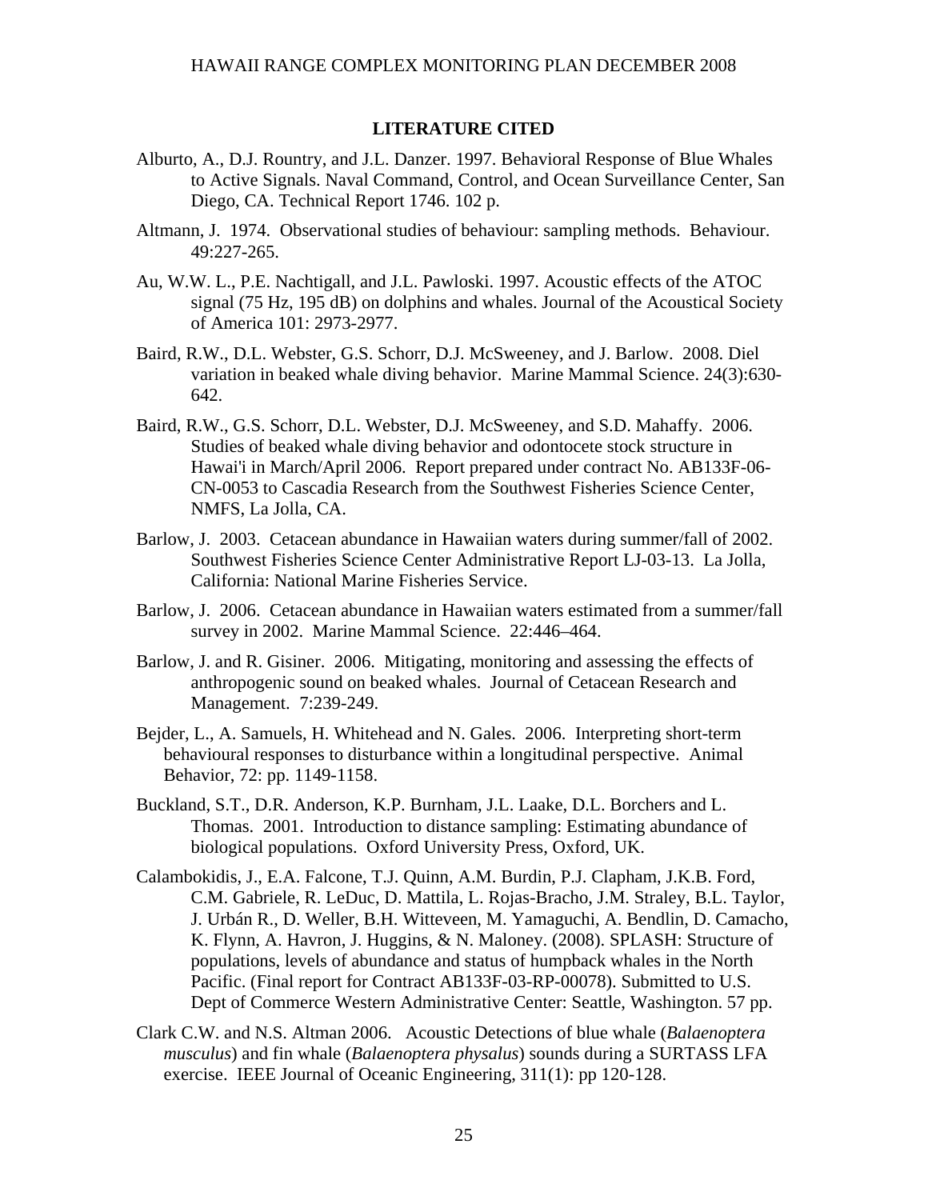## LITERATURE CITED

Alburto, A., D.J. Rountry, and J.L. Danzer. 1997. Behavioral Response of Blue Whales to Active Signals. Naval Command, Control, and Ocean Surveillance Center, San Diego, CA. Technical Report 1746. 102 p.

Altmann, J. 1974. Observational studies of behaviour: sampling methods. Behaviour. 49:227-265.

Au, W.W. L., P.E. Nachtigall, and J.L. Pawloski. 1997. Acoustic effects of the ATOC signal (75 Hz, 195 dB) on dolphins and whales. Journal of the Acoustical Society of America 101: 2973-2977.

Baird, R.W., D.L. Webster, G.S. Schorr, D.J. McSweeney, and J. Barlow. 2008. Diel variation in beaked whale diving behavior. Marine Mammal Science. 24(3):630-642.

Baird, R.W., G.S. Schorr, D.L. Webster, D.J. McSweeney, and S.D. Mahaffy. 2006. Studies of beaked whale diving behavior and odontocete stock structure in Hawai'i in March/April 2006. Report prepared under contract No. AB133F-06-CN-0053 to Cascadia Research from the Southwest Fisheries Science Center, NMFS, La Jolla, CA.

Barlow, J. 2003. Cetacean abundance in Hawaiian waters during summer/fall of 2002. Southwest Fisheries Science Center Administrative Report LJ-03-13. La Jolla, California: National Marine Fisheries Service.

Barlow, J. 2006. Cetacean abundance in Hawaiian waters estimated from a summer/fall survey in 2002. Marine Mammal Science. 22:446–464.

Barlow, J. and R. Gisiner. 2006. Mitigating, monitoring and assessing the effects of anthropogenic sound on beaked whales. Journal of Cetacean Research and Management. 7:239-249.

Bejder, L., A. Samuels, H. Whitehead and N. Gales. 2006. Interpreting short-term behavioural responses to disturbance within a longitudinal perspective. Animal Behavior, 72: pp. 1149-1158.

Buckland, S.T., D.R. Anderson, K.P. Burnham, J.L. Laake, D.L. Borchers and L. Thomas. 2001. Introduction to distance sampling: Estimating abundance of biological populations. Oxford University Press, Oxford, UK.

Calambokidis, J., E.A. Falcone, T.J. Quinn, A.M. Burdin, P.J. Clapham, J.K.B. Ford, C.M. Gabriele, R. LeDuc, D. Mattila, L. Rojas-Bracho, J.M. Straley, B.L. Taylor, J. Urbán R., D. Weller, B.H. Witteveen, M. Yamaguchi, A. Bendlin, D. Camacho, K. Flynn, A. Havron, J. Huggins, & N. Maloney. (2008). SPLASH: Structure of populations, levels of abundance and status of humpback whales in the North Pacific. (Final report for Contract AB133F-03-RP-00078). Submitted to U.S. Dept of Commerce Western Administrative Center: Seattle, Washington. 57 pp.

Clark C.W. and N.S. Altman 2006. Acoustic Detections of blue whale (*Balaenoptera musculus*) and fin whale (*Balaenoptera physalus*) sounds during a SURTASS LFA exercise. IEEE Journal of Oceanic Engineering, 311(1): pp 120-128.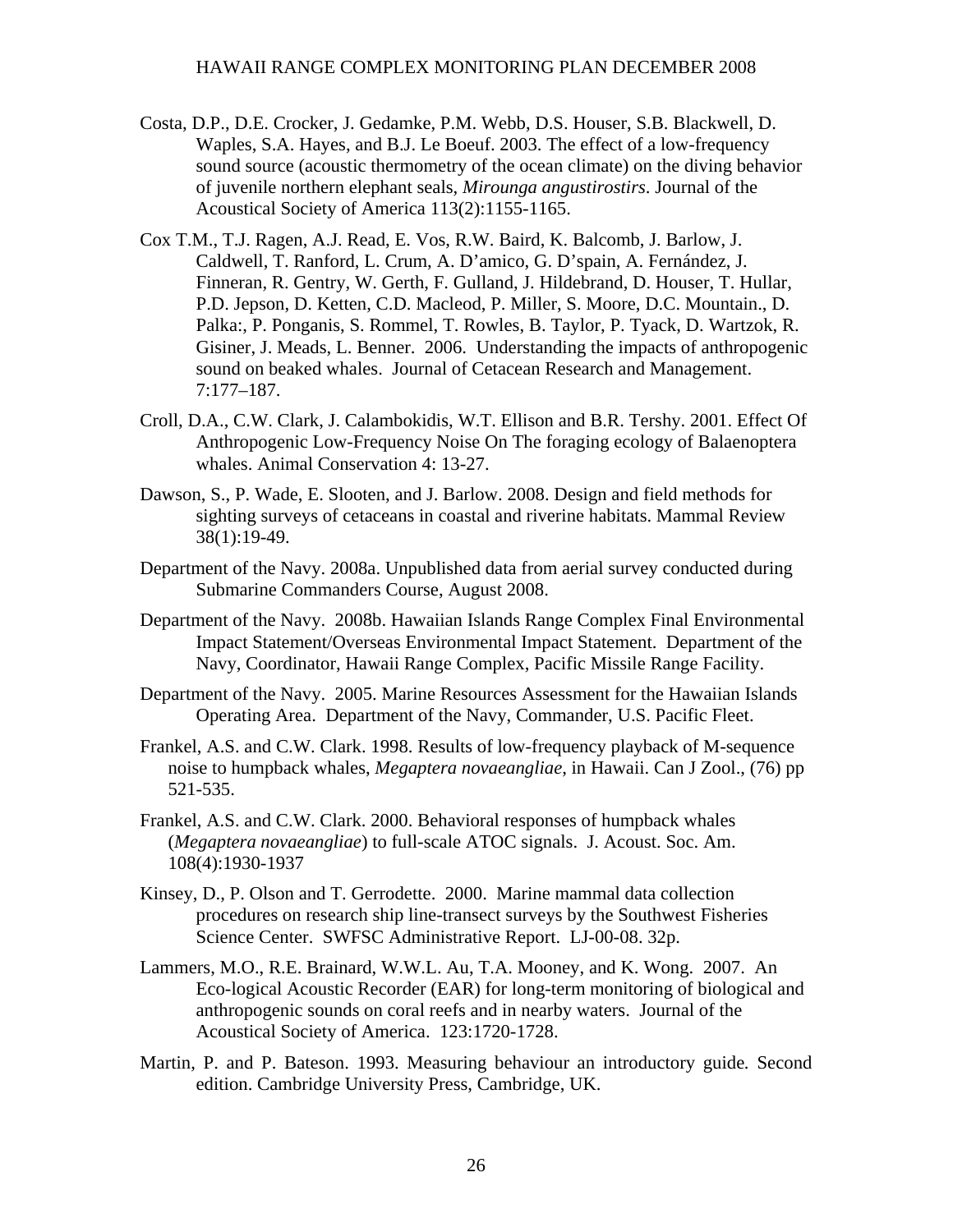Costa, D.P., D.E. Crocker, J. Gedamke, P.M. Webb, D.S. Houser, S.B. Blackwell, D. Waples, S.A. Hayes, and B.J. Le Boeuf. 2003. The effect of a low-frequency sound source (acoustic thermometry of the ocean climate) on the diving behavior of juvenile northern elephant seals, *Mirounga angustirostirs*. Journal of the Acoustical Society of America 113(2):1155-1165.

Cox T.M., T.J. Ragen, A.J. Read, E. Vos, R.W. Baird, K. Balcomb, J. Barlow, J. Caldwell, T. Ranford, L. Crum, A. D'amico, G. D'spain, A. Fernández, J. Finneran, R. Gentry, W. Gerth, F. Gulland, J. Hildebrand, D. Houser, T. Hullar, P.D. Jepson, D. Ketten, C.D. Macleod, P. Miller, S. Moore, D.C. Mountain., D. Palka:, P. Ponganis, S. Rommel, T. Rowles, B. Taylor, P. Tyack, D. Wartzok, R. Gisiner, J. Meads, L. Benner. 2006. Understanding the impacts of anthropogenic sound on beaked whales. Journal of Cetacean Research and Management. 7:177–187.

Croll, D.A., C.W. Clark, J. Calambokidis, W.T. Ellison and B.R. Tershy. 2001. Effect Of Anthropogenic Low-Frequency Noise On The foraging ecology of Balaenoptera whales. Animal Conservation 4: 13-27.

Dawson, S., P. Wade, E. Slooten, and J. Barlow. 2008. Design and field methods for sighting surveys of cetaceans in coastal and riverine habitats. Mammal Review 38(1):19-49.

Department of the Navy. 2008a. Unpublished data from aerial survey conducted during Submarine Commanders Course, August 2008.

Department of the Navy. 2008b. Hawaiian Islands Range Complex Final Environmental Impact Statement/Overseas Environmental Impact Statement. Department of the Navy, Coordinator, Hawaii Range Complex, Pacific Missile Range Facility.

Department of the Navy. 2005. Marine Resources Assessment for the Hawaiian Islands Operating Area. Department of the Navy, Commander, U.S. Pacific Fleet.

Frankel, A.S. and C.W. Clark. 1998. Results of low-frequency playback of M-sequence noise to humpback whales, *Megaptera novaeangliae*, in Hawaii. Can J Zool., (76) pp 521-535.

Frankel, A.S. and C.W. Clark. 2000. Behavioral responses of humpback whales (*Megaptera novaeangliae*) to full-scale ATOC signals. J. Acoust. Soc. Am. 108(4):1930-1937

Kinsey, D., P. Olson and T. Gerrodette. 2000. Marine mammal data collection procedures on research ship line-transect surveys by the Southwest Fisheries Science Center. SWFSC Administrative Report. LJ-00-08. 32p.

Lammers, M.O., R.E. Brainard, W.W.L. Au, T.A. Mooney, and K. Wong. 2007. An Eco-logical Acoustic Recorder (EAR) for long-term monitoring of biological and anthropogenic sounds on coral reefs and in nearby waters. Journal of the Acoustical Society of America. 123:1720-1728.

Martin, P. and P. Bateson. 1993. Measuring behaviour an introductory guide*.* Second edition. Cambridge University Press, Cambridge, UK.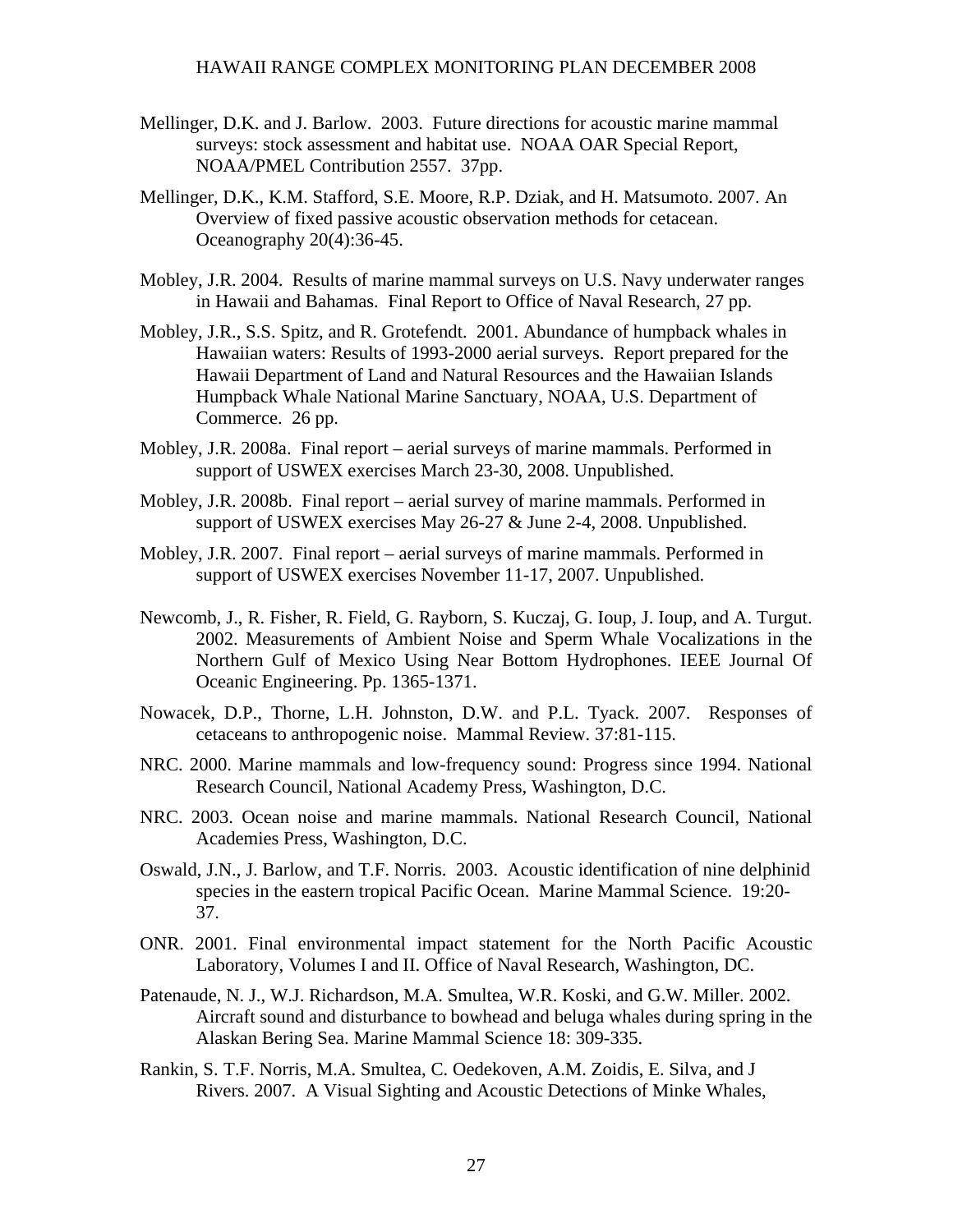Mellinger, D.K. and J. Barlow. 2003. Future directions for acoustic marine mammal surveys: stock assessment and habitat use. NOAA OAR Special Report, NOAA/PMEL Contribution 2557. 37pp.

Mellinger, D.K., K.M. Stafford, S.E. Moore, R.P. Dziak, and H. Matsumoto. 2007. An Overview of fixed passive acoustic observation methods for cetacean. Oceanography 20(4):36-45.

Mobley, J.R. 2004. Results of marine mammal surveys on U.S. Navy underwater ranges in Hawaii and Bahamas. Final Report to Office of Naval Research, 27 pp.

Mobley, J.R., S.S. Spitz, and R. Grotefendt. 2001. Abundance of humpback whales in Hawaiian waters: Results of 1993-2000 aerial surveys. Report prepared for the Hawaii Department of Land and Natural Resources and the Hawaiian Islands Humpback Whale National Marine Sanctuary, NOAA, U.S. Department of Commerce. 26 pp.

Mobley, J.R. 2008a. Final report – aerial surveys of marine mammals. Performed in support of USWEX exercises March 23-30, 2008. Unpublished.

Mobley, J.R. 2008b. Final report – aerial survey of marine mammals. Performed in support of USWEX exercises May 26-27 & June 2-4, 2008. Unpublished.

Mobley, J.R. 2007. Final report – aerial surveys of marine mammals. Performed in support of USWEX exercises November 11-17, 2007. Unpublished.

Newcomb, J., R. Fisher, R. Field, G. Rayborn, S. Kuczaj, G. Ioup, J. Ioup, and A. Turgut. 2002. Measurements of Ambient Noise and Sperm Whale Vocalizations in the Northern Gulf of Mexico Using Near Bottom Hydrophones. IEEE Journal Of Oceanic Engineering. Pp. 1365-1371.

Nowacek, D.P., Thorne, L.H. Johnston, D.W. and P.L. Tyack. 2007. Responses of cetaceans to anthropogenic noise. Mammal Review. 37:81-115.

NRC. 2000. Marine mammals and low-frequency sound: Progress since 1994. National Research Council, National Academy Press, Washington, D.C.

NRC. 2003. Ocean noise and marine mammals. National Research Council, National Academies Press, Washington, D.C.

Oswald, J.N., J. Barlow, and T.F. Norris. 2003. Acoustic identification of nine delphinid species in the eastern tropical Pacific Ocean. Marine Mammal Science. 19:20-37.

ONR. 2001. Final environmental impact statement for the North Pacific Acoustic Laboratory, Volumes I and II. Office of Naval Research, Washington, DC.

Patenaude, N. J., W.J. Richardson, M.A. Smultea, W.R. Koski, and G.W. Miller. 2002. Aircraft sound and disturbance to bowhead and beluga whales during spring in the Alaskan Bering Sea. Marine Mammal Science 18: 309-335.

Rankin, S. T.F. Norris, M.A. Smultea, C. Oedekoven, A.M. Zoidis, E. Silva, and J Rivers. 2007. A Visual Sighting and Acoustic Detections of Minke Whales,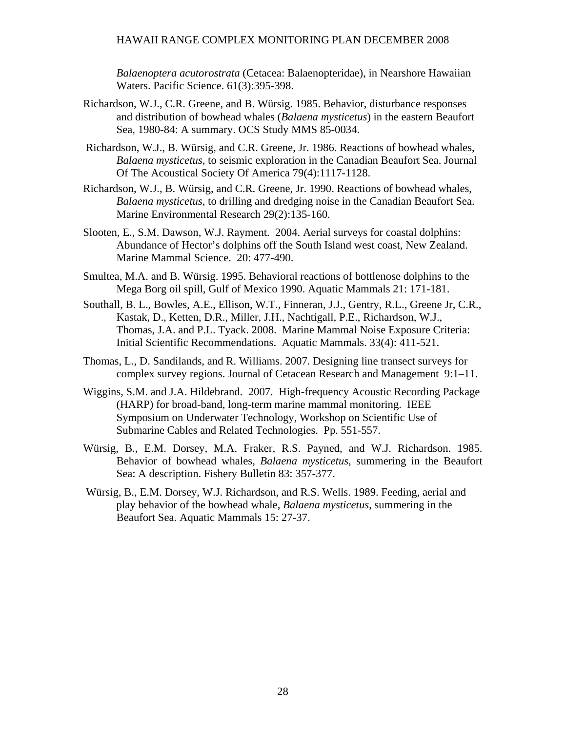*Balaenoptera acutorostrata* (Cetacea: Balaenopteridae), in Nearshore Hawaiian Waters. Pacific Science. 61(3):395-398.

Richardson, W.J., C.R. Greene, and B. Würsig. 1985. Behavior, disturbance responses and distribution of bowhead whales (*Balaena mysticetus*) in the eastern Beaufort Sea, 1980-84: A summary. OCS Study MMS 85-0034.

Richardson, W.J., B. Würsig, and C.R. Greene, Jr. 1986. Reactions of bowhead whales, *Balaena mysticetus*, to seismic exploration in the Canadian Beaufort Sea. Journal Of The Acoustical Society Of America 79(4):1117-1128.

Richardson, W.J., B. Würsig, and C.R. Greene, Jr. 1990. Reactions of bowhead whales, *Balaena mysticetus*, to drilling and dredging noise in the Canadian Beaufort Sea. Marine Environmental Research 29(2):135-160.

Slooten, E., S.M. Dawson, W.J. Rayment. 2004. Aerial surveys for coastal dolphins: Abundance of Hector's dolphins off the South Island west coast, New Zealand. Marine Mammal Science. 20: 477-490.

Smultea, M.A. and B. Würsig. 1995. Behavioral reactions of bottlenose dolphins to the Mega Borg oil spill, Gulf of Mexico 1990. Aquatic Mammals 21: 171-181.

Southall, B. L., Bowles, A.E., Ellison, W.T., Finneran, J.J., Gentry, R.L., Greene Jr, C.R., Kastak, D., Ketten, D.R., Miller, J.H., Nachtigall, P.E., Richardson, W.J., Thomas, J.A. and P.L. Tyack. 2008. Marine Mammal Noise Exposure Criteria: Initial Scientific Recommendations. Aquatic Mammals. 33(4): 411-521.

Thomas, L., D. Sandilands, and R. Williams. 2007. Designing line transect surveys for complex survey regions. Journal of Cetacean Research and Management 9:1–11.

Wiggins, S.M. and J.A. Hildebrand. 2007. High-frequency Acoustic Recording Package (HARP) for broad-band, long-term marine mammal monitoring. IEEE Symposium on Underwater Technology, Workshop on Scientific Use of Submarine Cables and Related Technologies. Pp. 551-557.

Würsig, B., E.M. Dorsey, M.A. Fraker, R.S. Payned, and W.J. Richardson. 1985. Behavior of bowhead whales, *Balaena mysticetus*, summering in the Beaufort Sea: A description. Fishery Bulletin 83: 357-377.

Würsig, B., E.M. Dorsey, W.J. Richardson, and R.S. Wells. 1989. Feeding, aerial and play behavior of the bowhead whale, *Balaena mysticetus*, summering in the Beaufort Sea. Aquatic Mammals 15: 27-37.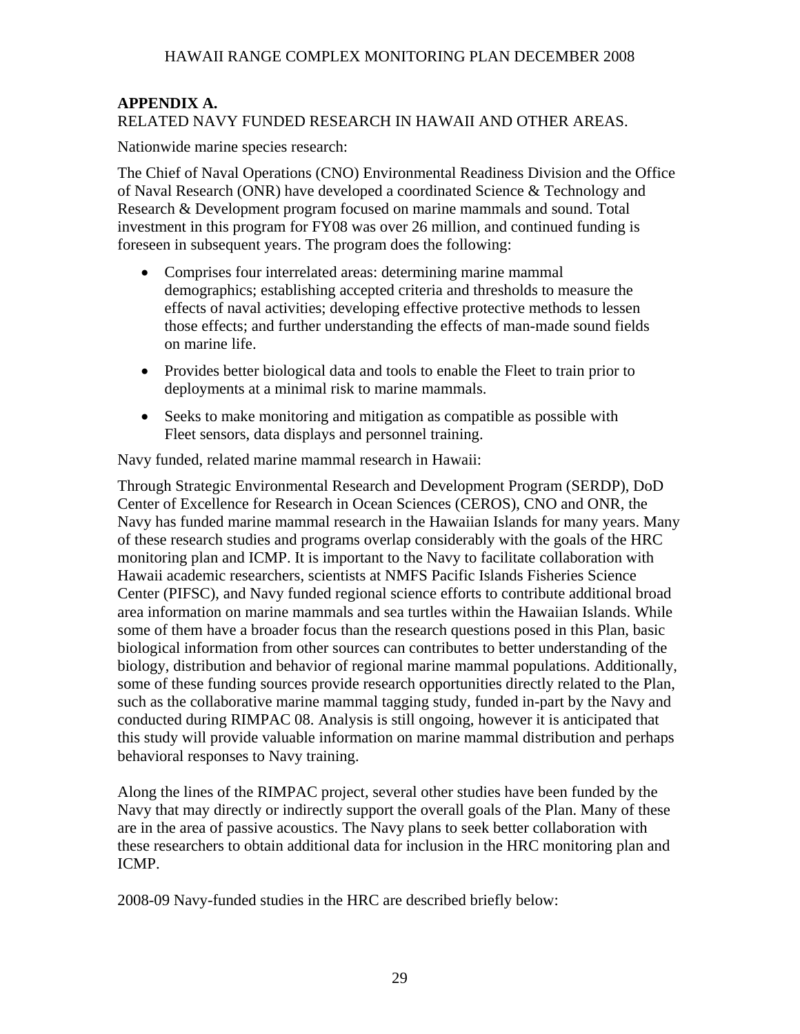## APPENDIX A.

RELATED NAVY FUNDED RESEARCH IN HAWAII AND OTHER AREAS.

Nationwide marine species research:

The Chief of Naval Operations (CNO) Environmental Readiness Division and the Office of Naval Research (ONR) have developed a coordinated Science & Technology and Research & Development program focused on marine mammals and sound. Total investment in this program for FY08 was over 26 million, and continued funding is foreseen in subsequent years. The program does the following:

- Comprises four interrelated areas: determining marine mammal demographics; establishing accepted criteria and thresholds to measure the effects of naval activities; developing effective protective methods to lessen those effects; and further understanding the effects of man-made sound fields on marine life.
- Provides better biological data and tools to enable the Fleet to train prior to deployments at a minimal risk to marine mammals.
- Seeks to make monitoring and mitigation as compatible as possible with Fleet sensors, data displays and personnel training.

Navy funded, related marine mammal research in Hawaii:

Through Strategic Environmental Research and Development Program (SERDP), DoD Center of Excellence for Research in Ocean Sciences (CEROS), CNO and ONR, the Navy has funded marine mammal research in the Hawaiian Islands for many years. Many of these research studies and programs overlap considerably with the goals of the HRC monitoring plan and ICMP. It is important to the Navy to facilitate collaboration with Hawaii academic researchers, scientists at NMFS Pacific Islands Fisheries Science Center (PIFSC), and Navy funded regional science efforts to contribute additional broad area information on marine mammals and sea turtles within the Hawaiian Islands. While some of them have a broader focus than the research questions posed in this Plan, basic biological information from other sources can contributes to better understanding of the biology, distribution and behavior of regional marine mammal populations. Additionally, some of these funding sources provide research opportunities directly related to the Plan, such as the collaborative marine mammal tagging study, funded in-part by the Navy and conducted during RIMPAC 08. Analysis is still ongoing, however it is anticipated that this study will provide valuable information on marine mammal distribution and perhaps behavioral responses to Navy training.

Along the lines of the RIMPAC project, several other studies have been funded by the Navy that may directly or indirectly support the overall goals of the Plan. Many of these are in the area of passive acoustics. The Navy plans to seek better collaboration with these researchers to obtain additional data for inclusion in the HRC monitoring plan and ICMP.

2008-09 Navy-funded studies in the HRC are described briefly below: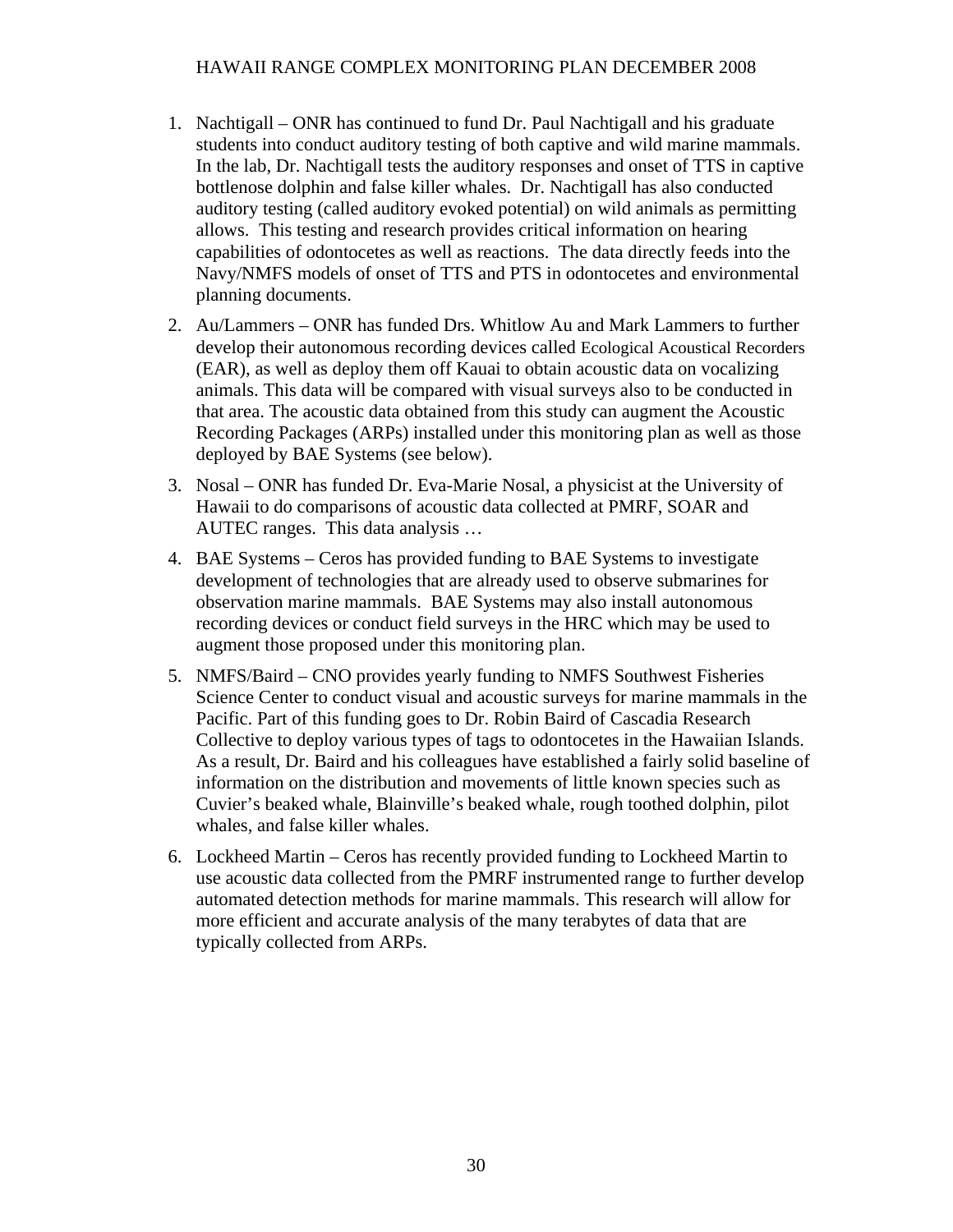1. Nachtigall – ONR has continued to fund Dr. Paul Nachtigall and his graduate students into conduct auditory testing of both captive and wild marine mammals. In the lab, Dr. Nachtigall tests the auditory responses and onset of TTS in captive bottlenose dolphin and false killer whales. Dr. Nachtigall has also conducted auditory testing (called auditory evoked potential) on wild animals as permitting allows. This testing and research provides critical information on hearing capabilities of odontocetes as well as reactions. The data directly feeds into the Navy/NMFS models of onset of TTS and PTS in odontocetes and environmental planning documents.
2. Au/Lammers – ONR has funded Drs. Whitlow Au and Mark Lammers to further develop their autonomous recording devices called Ecological Acoustical Recorders (EAR), as well as deploy them off Kauai to obtain acoustic data on vocalizing animals. This data will be compared with visual surveys also to be conducted in that area. The acoustic data obtained from this study can augment the Acoustic Recording Packages (ARPs) installed under this monitoring plan as well as those deployed by BAE Systems (see below).
3. Nosal – ONR has funded Dr. Eva-Marie Nosal, a physicist at the University of Hawaii to do comparisons of acoustic data collected at PMRF, SOAR and AUTEC ranges. This data analysis …
4. BAE Systems – Ceros has provided funding to BAE Systems to investigate development of technologies that are already used to observe submarines for observation marine mammals. BAE Systems may also install autonomous recording devices or conduct field surveys in the HRC which may be used to augment those proposed under this monitoring plan.
5. NMFS/Baird – CNO provides yearly funding to NMFS Southwest Fisheries Science Center to conduct visual and acoustic surveys for marine mammals in the Pacific. Part of this funding goes to Dr. Robin Baird of Cascadia Research Collective to deploy various types of tags to odontocetes in the Hawaiian Islands. As a result, Dr. Baird and his colleagues have established a fairly solid baseline of information on the distribution and movements of little known species such as Cuvier's beaked whale, Blainville's beaked whale, rough toothed dolphin, pilot whales, and false killer whales.
6. Lockheed Martin – Ceros has recently provided funding to Lockheed Martin to use acoustic data collected from the PMRF instrumented range to further develop automated detection methods for marine mammals. This research will allow for more efficient and accurate analysis of the many terabytes of data that are typically collected from ARPs.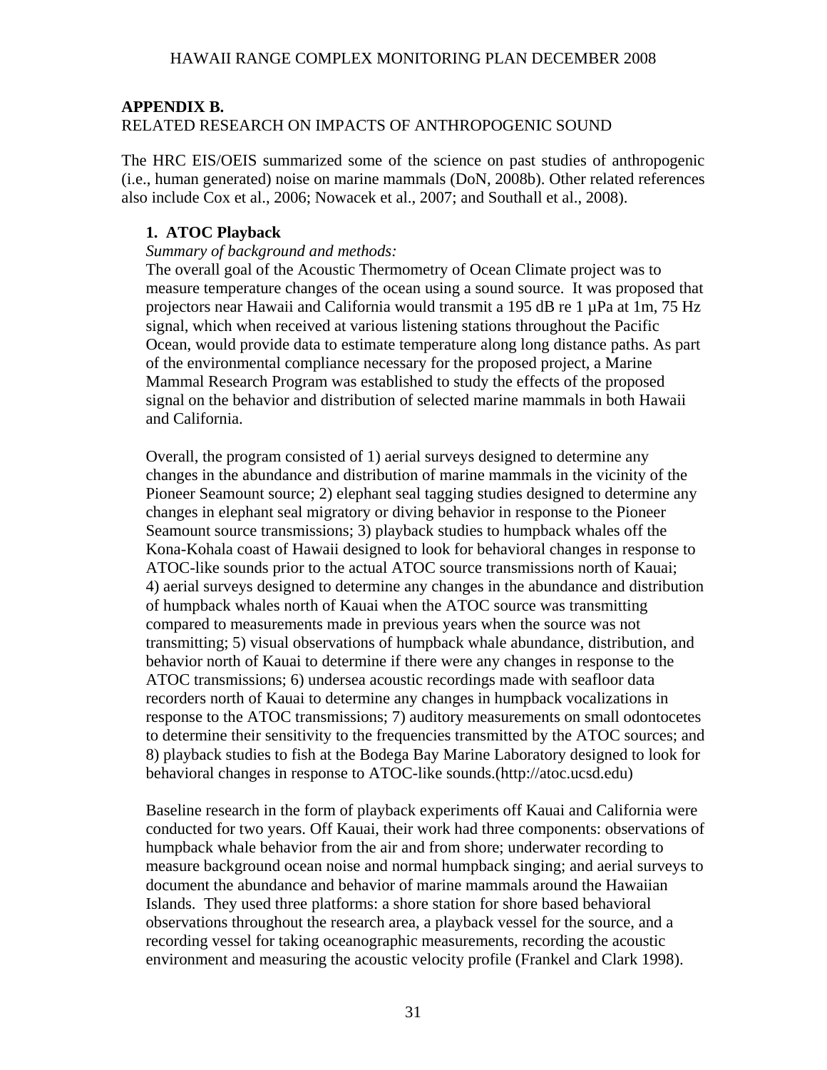## APPENDIX B.

RELATED RESEARCH ON IMPACTS OF ANTHROPOGENIC SOUND

The HRC EIS/OEIS summarized some of the science on past studies of anthropogenic (i.e., human generated) noise on marine mammals (DoN, 2008b). Other related references also include Cox et al., 2006; Nowacek et al., 2007; and Southall et al., 2008).

### 1. ATOC Playback

*Summary of background and methods:*

The overall goal of the Acoustic Thermometry of Ocean Climate project was to measure temperature changes of the ocean using a sound source. It was proposed that projectors near Hawaii and California would transmit a 195 dB re 1 µPa at 1m, 75 Hz signal, which when received at various listening stations throughout the Pacific Ocean, would provide data to estimate temperature along long distance paths. As part of the environmental compliance necessary for the proposed project, a Marine Mammal Research Program was established to study the effects of the proposed signal on the behavior and distribution of selected marine mammals in both Hawaii and California.

Overall, the program consisted of 1) aerial surveys designed to determine any changes in the abundance and distribution of marine mammals in the vicinity of the Pioneer Seamount source; 2) elephant seal tagging studies designed to determine any changes in elephant seal migratory or diving behavior in response to the Pioneer Seamount source transmissions; 3) playback studies to humpback whales off the Kona-Kohala coast of Hawaii designed to look for behavioral changes in response to ATOC-like sounds prior to the actual ATOC source transmissions north of Kauai; 4) aerial surveys designed to determine any changes in the abundance and distribution of humpback whales north of Kauai when the ATOC source was transmitting compared to measurements made in previous years when the source was not transmitting; 5) visual observations of humpback whale abundance, distribution, and behavior north of Kauai to determine if there were any changes in response to the ATOC transmissions; 6) undersea acoustic recordings made with seafloor data recorders north of Kauai to determine any changes in humpback vocalizations in response to the ATOC transmissions; 7) auditory measurements on small odontocetes to determine their sensitivity to the frequencies transmitted by the ATOC sources; and 8) playback studies to fish at the Bodega Bay Marine Laboratory designed to look for behavioral changes in response to ATOC-like sounds.(http://atoc.ucsd.edu)

Baseline research in the form of playback experiments off Kauai and California were conducted for two years. Off Kauai, their work had three components: observations of humpback whale behavior from the air and from shore; underwater recording to measure background ocean noise and normal humpback singing; and aerial surveys to document the abundance and behavior of marine mammals around the Hawaiian Islands. They used three platforms: a shore station for shore based behavioral observations throughout the research area, a playback vessel for the source, and a recording vessel for taking oceanographic measurements, recording the acoustic environment and measuring the acoustic velocity profile (Frankel and Clark 1998).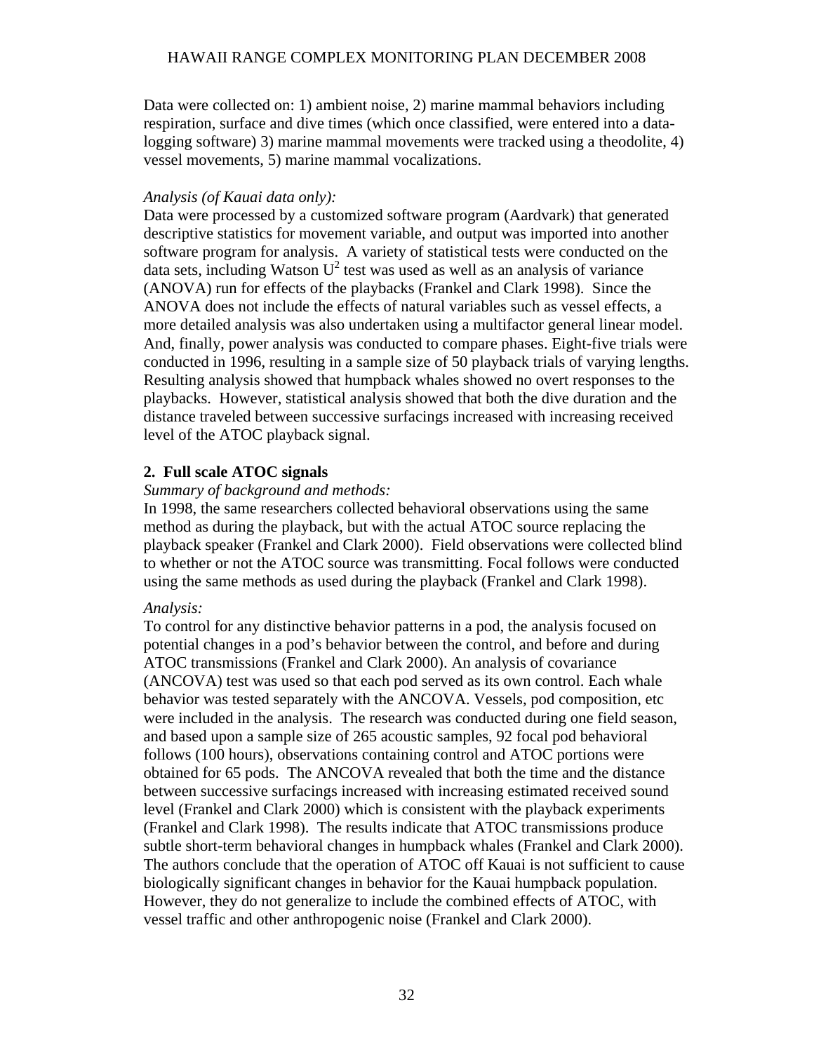Data were collected on: 1) ambient noise, 2) marine mammal behaviors including respiration, surface and dive times (which once classified, were entered into a data-logging software) 3) marine mammal movements were tracked using a theodolite, 4) vessel movements, 5) marine mammal vocalizations.

*Analysis (of Kauai data only):*

Data were processed by a customized software program (Aardvark) that generated descriptive statistics for movement variable, and output was imported into another software program for analysis. A variety of statistical tests were conducted on the data sets, including Watson $U^2$ test was used as well as an analysis of variance (ANOVA) run for effects of the playbacks (Frankel and Clark 1998). Since the ANOVA does not include the effects of natural variables such as vessel effects, a more detailed analysis was also undertaken using a multifactor general linear model. And, finally, power analysis was conducted to compare phases. Eight-five trials were conducted in 1996, resulting in a sample size of 50 playback trials of varying lengths. Resulting analysis showed that humpback whales showed no overt responses to the playbacks. However, statistical analysis showed that both the dive duration and the distance traveled between successive surfacings increased with increasing received level of the ATOC playback signal.

**2. Full scale ATOC signals**

*Summary of background and methods:*

In 1998, the same researchers collected behavioral observations using the same method as during the playback, but with the actual ATOC source replacing the playback speaker (Frankel and Clark 2000). Field observations were collected blind to whether or not the ATOC source was transmitting. Focal follows were conducted using the same methods as used during the playback (Frankel and Clark 1998).

*Analysis:*

To control for any distinctive behavior patterns in a pod, the analysis focused on potential changes in a pod's behavior between the control, and before and during ATOC transmissions (Frankel and Clark 2000). An analysis of covariance (ANCOVA) test was used so that each pod served as its own control. Each whale behavior was tested separately with the ANCOVA. Vessels, pod composition, etc were included in the analysis. The research was conducted during one field season, and based upon a sample size of 265 acoustic samples, 92 focal pod behavioral follows (100 hours), observations containing control and ATOC portions were obtained for 65 pods. The ANCOVA revealed that both the time and the distance between successive surfacings increased with increasing estimated received sound level (Frankel and Clark 2000) which is consistent with the playback experiments (Frankel and Clark 1998). The results indicate that ATOC transmissions produce subtle short-term behavioral changes in humpback whales (Frankel and Clark 2000). The authors conclude that the operation of ATOC off Kauai is not sufficient to cause biologically significant changes in behavior for the Kauai humpback population. However, they do not generalize to include the combined effects of ATOC, with vessel traffic and other anthropogenic noise (Frankel and Clark 2000).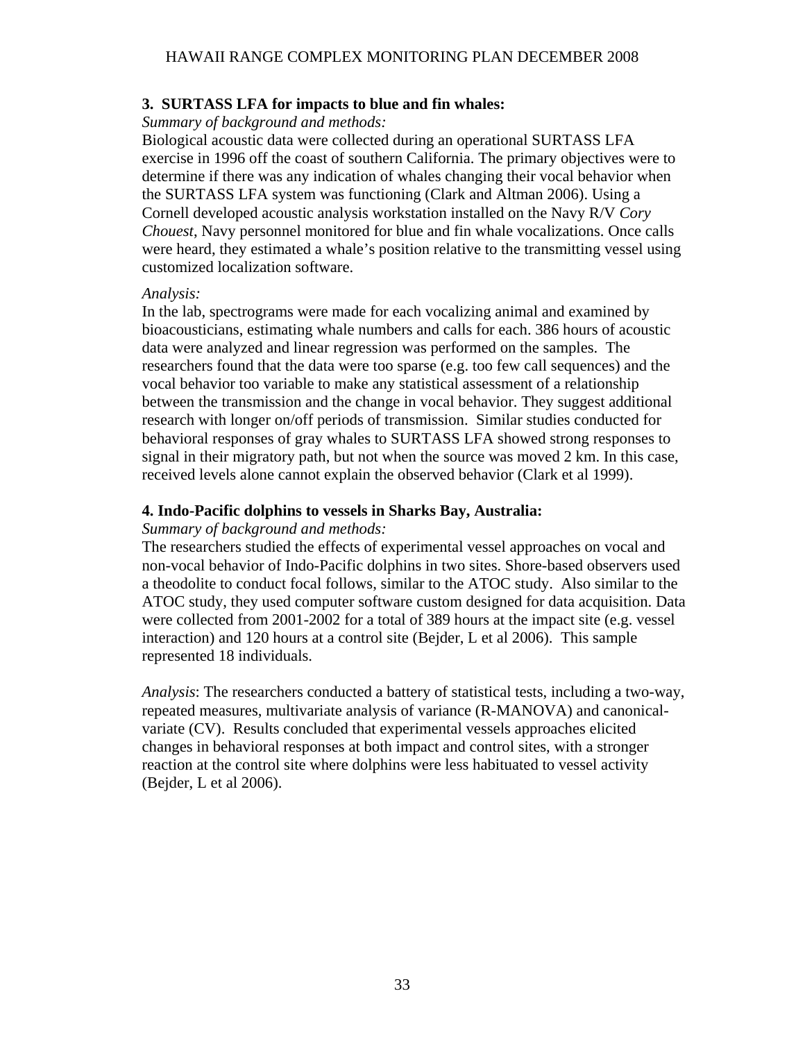### 3. SURTASS LFA for impacts to blue and fin whales:

*Summary of background and methods:*

Biological acoustic data were collected during an operational SURTASS LFA exercise in 1996 off the coast of southern California. The primary objectives were to determine if there was any indication of whales changing their vocal behavior when the SURTASS LFA system was functioning (Clark and Altman 2006). Using a Cornell developed acoustic analysis workstation installed on the Navy R/V *Cory Chouest*, Navy personnel monitored for blue and fin whale vocalizations. Once calls were heard, they estimated a whale's position relative to the transmitting vessel using customized localization software.

*Analysis:*

In the lab, spectrograms were made for each vocalizing animal and examined by bioacousticians, estimating whale numbers and calls for each. 386 hours of acoustic data were analyzed and linear regression was performed on the samples. The researchers found that the data were too sparse (e.g. too few call sequences) and the vocal behavior too variable to make any statistical assessment of a relationship between the transmission and the change in vocal behavior. They suggest additional research with longer on/off periods of transmission. Similar studies conducted for behavioral responses of gray whales to SURTASS LFA showed strong responses to signal in their migratory path, but not when the source was moved 2 km. In this case, received levels alone cannot explain the observed behavior (Clark et al 1999).

### 4. Indo-Pacific dolphins to vessels in Sharks Bay, Australia:

*Summary of background and methods:*

The researchers studied the effects of experimental vessel approaches on vocal and non-vocal behavior of Indo-Pacific dolphins in two sites. Shore-based observers used a theodolite to conduct focal follows, similar to the ATOC study. Also similar to the ATOC study, they used computer software custom designed for data acquisition. Data were collected from 2001-2002 for a total of 389 hours at the impact site (e.g. vessel interaction) and 120 hours at a control site (Bejder, L et al 2006). This sample represented 18 individuals.

*Analysis*: The researchers conducted a battery of statistical tests, including a two-way, repeated measures, multivariate analysis of variance (R-MANOVA) and canonical-variate (CV). Results concluded that experimental vessels approaches elicited changes in behavioral responses at both impact and control sites, with a stronger reaction at the control site where dolphins were less habituated to vessel activity (Bejder, L et al 2006).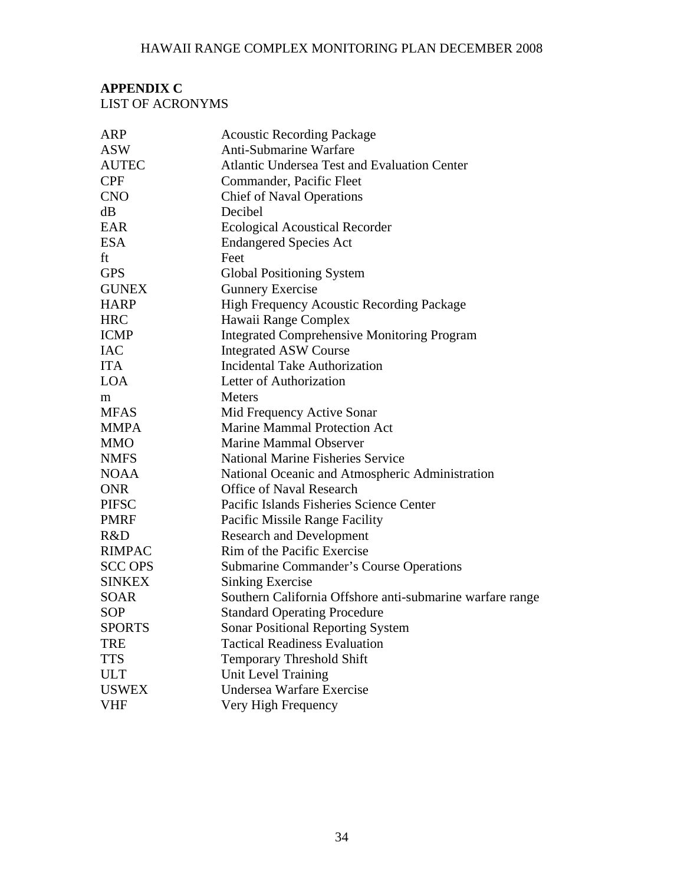**APPENDIX C**
LIST OF ACRONYMS

| | |
|---|---|
| ARP | Acoustic Recording Package |
| ASW | Anti-Submarine Warfare |
| AUTEC | Atlantic Undersea Test and Evaluation Center |
| CPF | Commander, Pacific Fleet |
| CNO | Chief of Naval Operations |
| dB | Decibel |
| EAR | Ecological Acoustical Recorder |
| ESA | Endangered Species Act |
| ft | Feet |
| GPS | Global Positioning System |
| GUNEX | Gunnery Exercise |
| HARP | High Frequency Acoustic Recording Package |
| HRC | Hawaii Range Complex |
| ICMP | Integrated Comprehensive Monitoring Program |
| IAC | Integrated ASW Course |
| ITA | Incidental Take Authorization |
| LOA | Letter of Authorization |
| m | Meters |
| MFAS | Mid Frequency Active Sonar |
| MMPA | Marine Mammal Protection Act |
| MMO | Marine Mammal Observer |
| NMFS | National Marine Fisheries Service |
| NOAA | National Oceanic and Atmospheric Administration |
| ONR | Office of Naval Research |
| PIFSC | Pacific Islands Fisheries Science Center |
| PMRF | Pacific Missile Range Facility |
| R&D | Research and Development |
| RIMPAC | Rim of the Pacific Exercise |
| SCC OPS | Submarine Commander's Course Operations |
| SINKEX | Sinking Exercise |
| SOAR | Southern California Offshore anti-submarine warfare range |
| SOP | Standard Operating Procedure |
| SPORTS | Sonar Positional Reporting System |
| TRE | Tactical Readiness Evaluation |
| TTS | Temporary Threshold Shift |
| ULT | Unit Level Training |
| USWEX | Undersea Warfare Exercise |
| VHF | Very High Frequency |